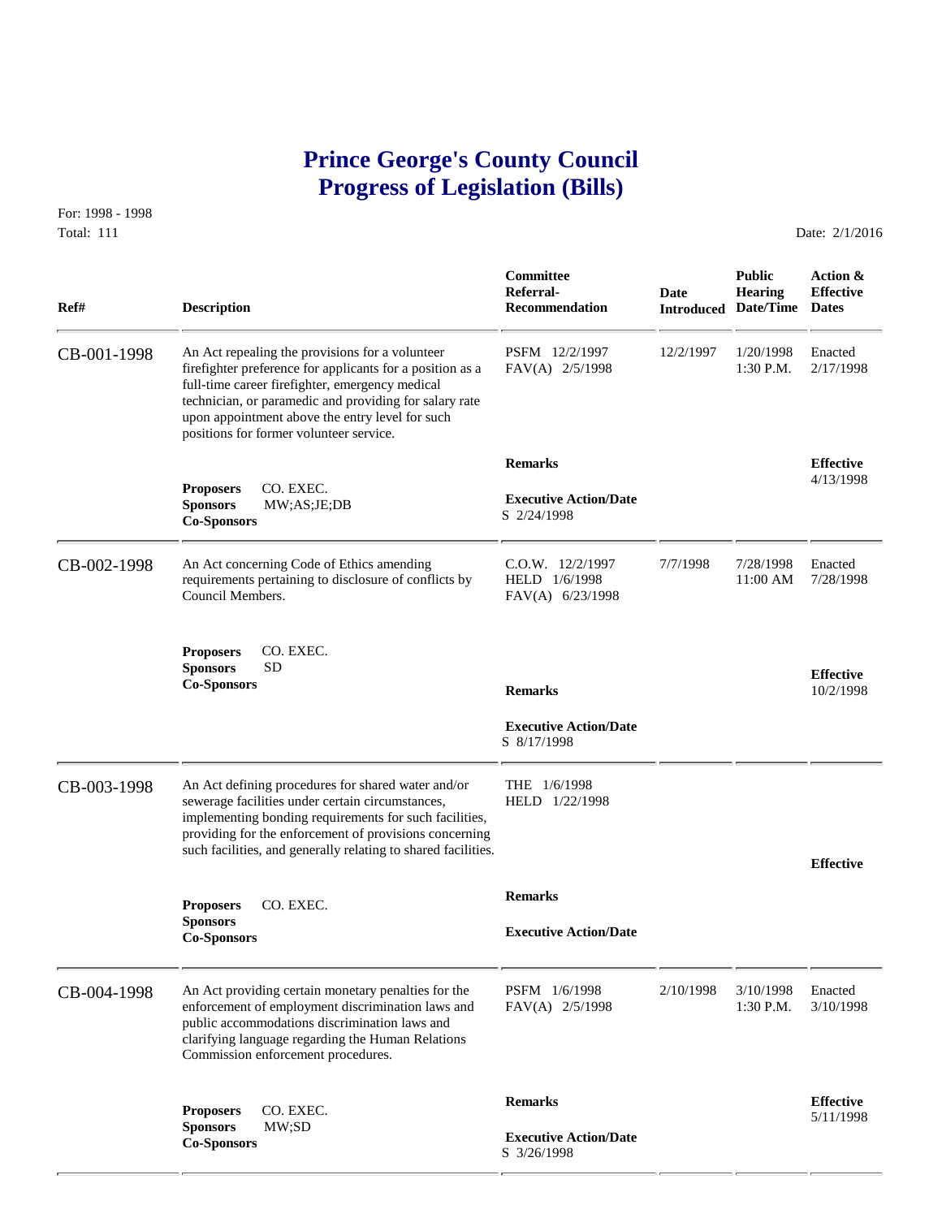# Prince George's County Council
# Progress of Legislation (Bills)

For: 1998 - 1998
Total: 111

Date: 2/1/2016

| Ref# | Description | Committee Referral-Recommendation | Date Introduced | Public Hearing Date/Time | Action & Effective Dates |
|---|---|---|---|---|---|
| CB-001-1998 | An Act repealing the provisions for a volunteer firefighter preference for applicants for a position as a full-time career firefighter, emergency medical technician, or paramedic and providing for salary rate upon appointment above the entry level for such positions for former volunteer service. | PSFM 12/2/1997<br>FAV(A) 2/5/1998 | 12/2/1997 | 1/20/1998<br>1:30 P.M. | Enacted<br>2/17/1998 |
| | **Proposers** CO. EXEC.<br>**Sponsors** MW;AS;JE;DB<br>**Co-Sponsors** | **Remarks**<br><br>**Executive Action/Date**<br>S 2/24/1998 | | | **Effective**<br>4/13/1998 |
| CB-002-1998 | An Act concerning Code of Ethics amending requirements pertaining to disclosure of conflicts by Council Members. | C.O.W. 12/2/1997<br>HELD 1/6/1998<br>FAV(A) 6/23/1998 | 7/7/1998 | 7/28/1998<br>11:00 AM | Enacted<br>7/28/1998 |
| | **Proposers** CO. EXEC.<br>**Sponsors** SD<br>**Co-Sponsors** | **Remarks**<br><br>**Executive Action/Date**<br>S 8/17/1998 | | | **Effective**<br>10/2/1998 |
| CB-003-1998 | An Act defining procedures for shared water and/or sewerage facilities under certain circumstances, implementing bonding requirements for such facilities, providing for the enforcement of provisions concerning such facilities, and generally relating to shared facilities. | THE 1/6/1998<br>HELD 1/22/1998 | | | |
| | **Proposers** CO. EXEC.<br>**Sponsors**<br>**Co-Sponsors** | **Remarks**<br><br>**Executive Action/Date** | | | **Effective** |
| CB-004-1998 | An Act providing certain monetary penalties for the enforcement of employment discrimination laws and public accommodations discrimination laws and clarifying language regarding the Human Relations Commission enforcement procedures. | PSFM 1/6/1998<br>FAV(A) 2/5/1998 | 2/10/1998 | 3/10/1998<br>1:30 P.M. | Enacted<br>3/10/1998 |
| | **Proposers** CO. EXEC.<br>**Sponsors** MW;SD<br>**Co-Sponsors** | **Remarks**<br><br>**Executive Action/Date**<br>S 3/26/1998 | | | **Effective**<br>5/11/1998 |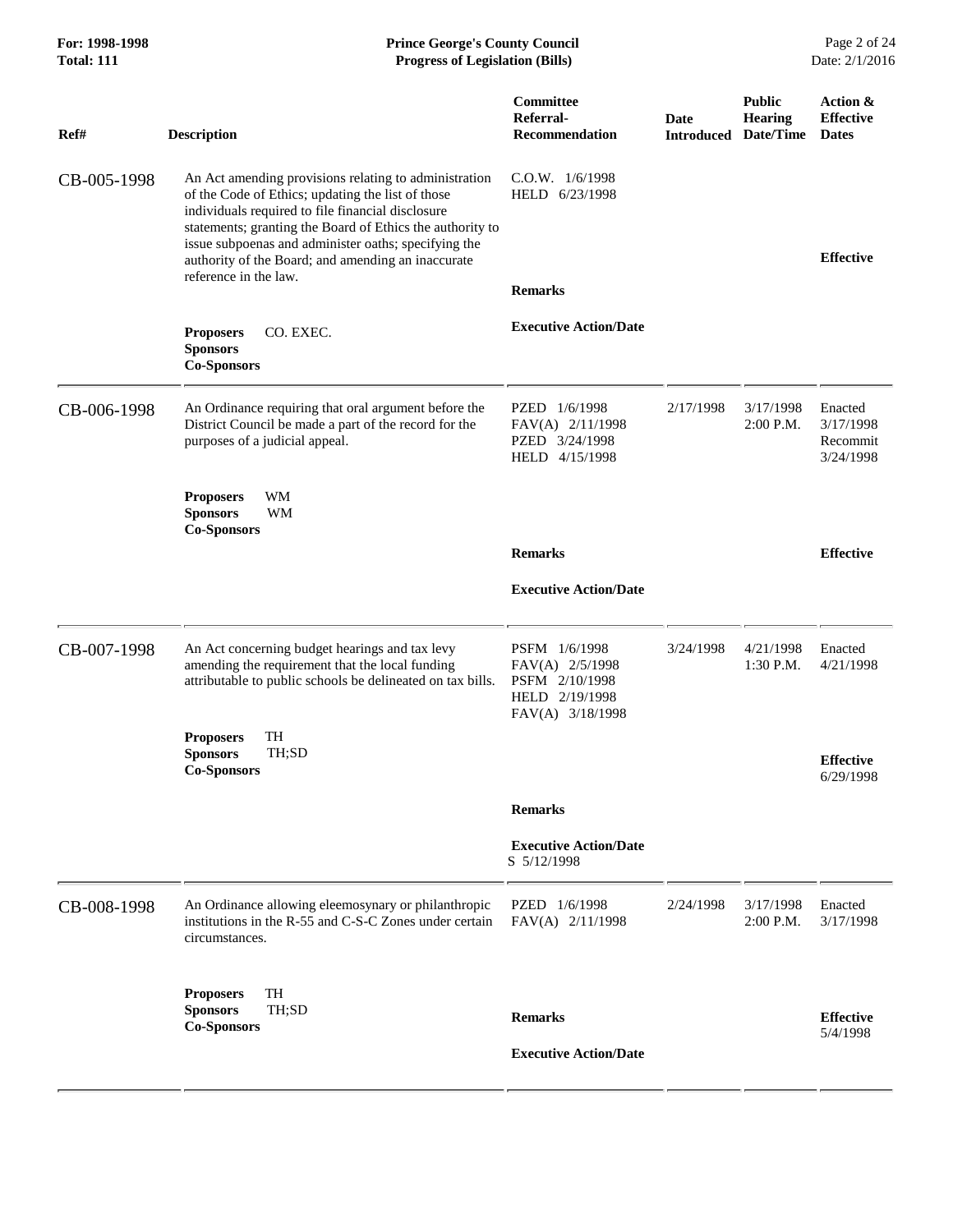| Ref# | Description | Committee Referral-Recommendation | Date Introduced | Public Hearing Date/Time | Action & Effective Dates |
|---|---|---|---|---|---|
| CB-005-1998 | An Act amending provisions relating to administration of the Code of Ethics; updating the list of those individuals required to file financial disclosure statements; granting the Board of Ethics the authority to issue subpoenas and administer oaths; specifying the authority of the Board; and amending an inaccurate reference in the law. | C.O.W. 1/6/1998<br>HELD 6/23/1998 | | | |
| | **Proposers** CO. EXEC.<br>**Sponsors**<br>**Co-Sponsors** | **Remarks**<br><br>**Executive Action/Date** | | | **Effective** |
| CB-006-1998 | An Ordinance requiring that oral argument before the District Council be made a part of the record for the purposes of a judicial appeal. | PZED 1/6/1998<br>FAV(A) 2/11/1998<br>PZED 3/24/1998<br>HELD 4/15/1998 | 2/17/1998 | 3/17/1998<br>2:00 P.M. | Enacted<br>3/17/1998<br>Recommit<br>3/24/1998 |
| | **Proposers** WM<br>**Sponsors** WM<br>**Co-Sponsors** | **Remarks**<br><br>**Executive Action/Date** | | | **Effective** |
| CB-007-1998 | An Act concerning budget hearings and tax levy amending the requirement that the local funding attributable to public schools be delineated on tax bills. | PSFM 1/6/1998<br>FAV(A) 2/5/1998<br>PSFM 2/10/1998<br>HELD 2/19/1998<br>FAV(A) 3/18/1998 | 3/24/1998 | 4/21/1998<br>1:30 P.M. | Enacted<br>4/21/1998 |
| | **Proposers** TH<br>**Sponsors** TH;SD<br>**Co-Sponsors** | **Remarks**<br><br>**Executive Action/Date**<br>S 5/12/1998 | | | **Effective**<br>6/29/1998 |
| CB-008-1998 | An Ordinance allowing eleemosynary or philanthropic institutions in the R-55 and C-S-C Zones under certain circumstances. | PZED 1/6/1998<br>FAV(A) 2/11/1998 | 2/24/1998 | 3/17/1998<br>2:00 P.M. | Enacted<br>3/17/1998 |
| | **Proposers** TH<br>**Sponsors** TH;SD<br>**Co-Sponsors** | **Remarks**<br><br>**Executive Action/Date** | | | **Effective**<br>5/4/1998 |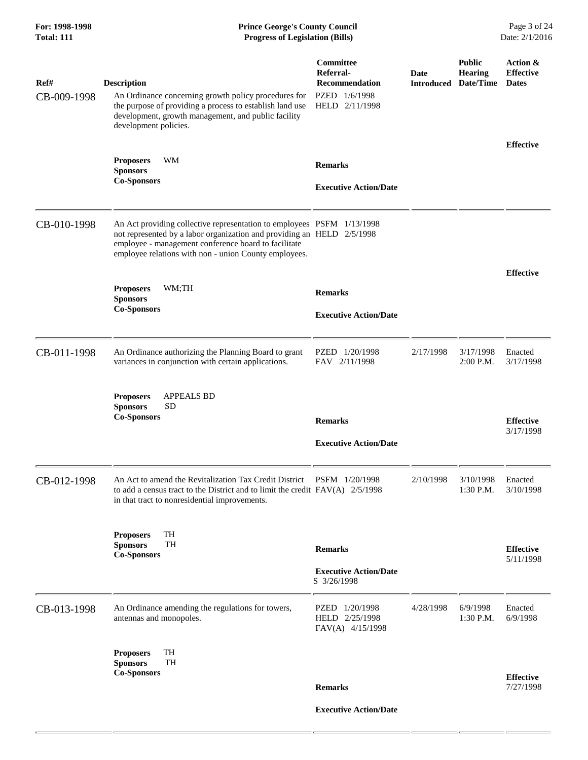| Ref# | Description | Committee Referral-Recommendation | Date Introduced | Public Hearing Date/Time | Action & Effective Dates |
|---|---|---|---|---|---|
| CB-009-1998 | An Ordinance concerning growth policy procedures for the purpose of providing a process to establish land use development, growth management, and public facility development policies.<br><br>**Proposers** WM<br>**Sponsors**<br>**Co-Sponsors** | PZED 1/6/1998<br>HELD 2/11/1998<br><br>**Remarks**<br><br>**Executive Action/Date** | | | **Effective** |
| CB-010-1998 | An Act providing collective representation to employees not represented by a labor organization and providing an employee - management conference board to facilitate employee relations with non - union County employees.<br><br>**Proposers** WM;TH<br>**Sponsors**<br>**Co-Sponsors** | PSFM 1/13/1998<br>HELD 2/5/1998<br><br>**Remarks**<br><br>**Executive Action/Date** | | | **Effective** |
| CB-011-1998 | An Ordinance authorizing the Planning Board to grant variances in conjunction with certain applications.<br><br>**Proposers** APPEALS BD<br>**Sponsors** SD<br>**Co-Sponsors** | PZED 1/20/1998<br>FAV 2/11/1998<br><br>**Remarks**<br><br>**Executive Action/Date** | 2/17/1998 | 3/17/1998<br>2:00 P.M. | Enacted<br>3/17/1998<br><br>**Effective**<br>3/17/1998 |
| CB-012-1998 | An Act to amend the Revitalization Tax Credit District to add a census tract to the District and to limit the credit in that tract to nonresidential improvements.<br><br>**Proposers** TH<br>**Sponsors** TH<br>**Co-Sponsors** | PSFM 1/20/1998<br>FAV(A) 2/5/1998<br><br>**Remarks**<br><br>**Executive Action/Date**<br>S 3/26/1998 | 2/10/1998 | 3/10/1998<br>1:30 P.M. | Enacted<br>3/10/1998<br><br>**Effective**<br>5/11/1998 |
| CB-013-1998 | An Ordinance amending the regulations for towers, antennas and monopoles.<br><br>**Proposers** TH<br>**Sponsors** TH<br>**Co-Sponsors** | PZED 1/20/1998<br>HELD 2/25/1998<br>FAV(A) 4/15/1998<br><br>**Remarks**<br><br>**Executive Action/Date** | 4/28/1998 | 6/9/1998<br>1:30 P.M. | Enacted<br>6/9/1998<br><br>**Effective**<br>7/27/1998 |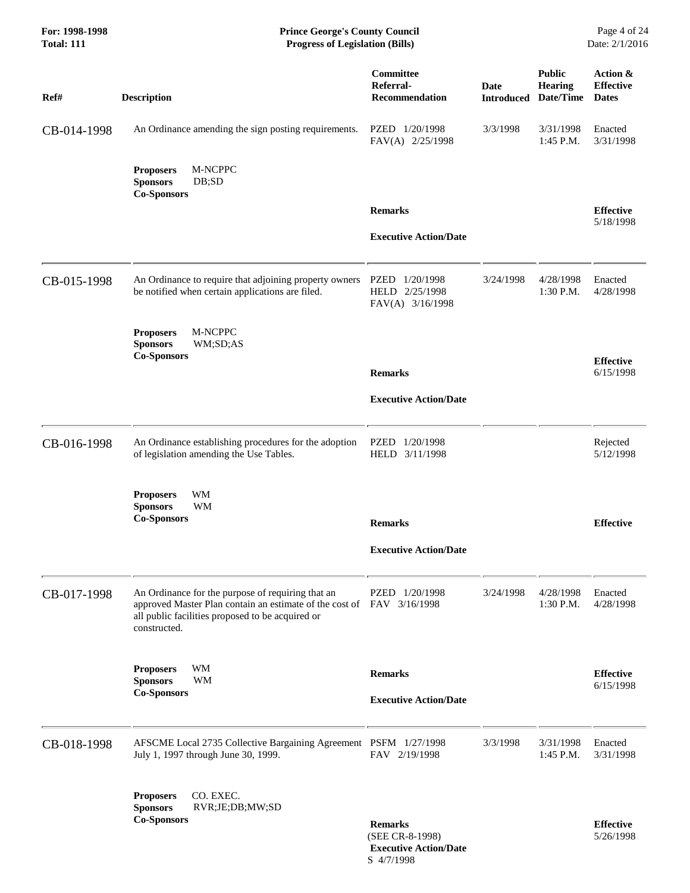| Ref# | Description | Committee Referral-Recommendation | Date Introduced | Public Hearing Date/Time | Action & Effective Dates |
|---|---|---|---|---|---|
| CB-014-1998 | An Ordinance amending the sign posting requirements.<br><br>**Proposers** M-NCPPC<br>**Sponsors** DB;SD<br>**Co-Sponsors** | PZED 1/20/1998<br>FAV(A) 2/25/1998<br><br>**Remarks**<br><br>**Executive Action/Date** | 3/3/1998 | 3/31/1998<br>1:45 P.M. | Enacted<br>3/31/1998<br><br>**Effective**<br>5/18/1998 |
| CB-015-1998 | An Ordinance to require that adjoining property owners be notified when certain applications are filed.<br><br>**Proposers** M-NCPPC<br>**Sponsors** WM;SD;AS<br>**Co-Sponsors** | PZED 1/20/1998<br>HELD 2/25/1998<br>FAV(A) 3/16/1998<br><br>**Remarks**<br><br>**Executive Action/Date** | 3/24/1998 | 4/28/1998<br>1:30 P.M. | Enacted<br>4/28/1998<br><br>**Effective**<br>6/15/1998 |
| CB-016-1998 | An Ordinance establishing procedures for the adoption of legislation amending the Use Tables.<br><br>**Proposers** WM<br>**Sponsors** WM<br>**Co-Sponsors** | PZED 1/20/1998<br>HELD 3/11/1998<br><br>**Remarks**<br><br>**Executive Action/Date** | | | Rejected<br>5/12/1998<br><br>**Effective** |
| CB-017-1998 | An Ordinance for the purpose of requiring that an approved Master Plan contain an estimate of the cost of all public facilities proposed to be acquired or constructed.<br><br>**Proposers** WM<br>**Sponsors** WM<br>**Co-Sponsors** | PZED 1/20/1998<br>FAV 3/16/1998<br><br>**Remarks**<br><br>**Executive Action/Date** | 3/24/1998 | 4/28/1998<br>1:30 P.M. | Enacted<br>4/28/1998<br><br>**Effective**<br>6/15/1998 |
| CB-018-1998 | AFSCME Local 2735 Collective Bargaining Agreement July 1, 1997 through June 30, 1999.<br><br>**Proposers** CO. EXEC.<br>**Sponsors** RVR;JE;DB;MW;SD<br>**Co-Sponsors** | PSFM 1/27/1998<br>FAV 2/19/1998<br><br>**Remarks**<br>(SEE CR-8-1998)<br>**Executive Action/Date**<br>S 4/7/1998 | 3/3/1998 | 3/31/1998<br>1:45 P.M. | Enacted<br>3/31/1998<br><br>**Effective**<br>5/26/1998 |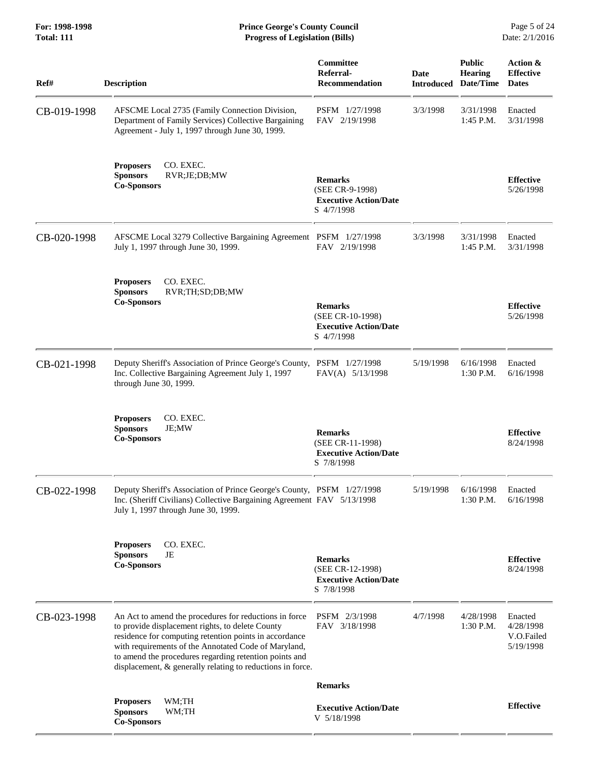| Ref# | Description | Committee Referral-Recommendation | Date Introduced | Public Hearing Date/Time | Action & Effective Dates |
|---|---|---|---|---|---|
| CB-019-1998 | AFSCME Local 2735 (Family Connection Division, Department of Family Services) Collective Bargaining Agreement - July 1, 1997 through June 30, 1999. | PSFM 1/27/1998<br>FAV 2/19/1998 | 3/3/1998 | 3/31/1998<br>1:45 P.M. | Enacted<br>3/31/1998 |
| | **Proposers** CO. EXEC.<br>**Sponsors** RVR;JE;DB;MW<br>**Co-Sponsors** | **Remarks**<br>(SEE CR-9-1998)<br>**Executive Action/Date**<br>S 4/7/1998 | | | **Effective**<br>5/26/1998 |
| CB-020-1998 | AFSCME Local 3279 Collective Bargaining Agreement July 1, 1997 through June 30, 1999. | PSFM 1/27/1998<br>FAV 2/19/1998 | 3/3/1998 | 3/31/1998<br>1:45 P.M. | Enacted<br>3/31/1998 |
| | **Proposers** CO. EXEC.<br>**Sponsors** RVR;TH;SD;DB;MW<br>**Co-Sponsors** | **Remarks**<br>(SEE CR-10-1998)<br>**Executive Action/Date**<br>S 4/7/1998 | | | **Effective**<br>5/26/1998 |
| CB-021-1998 | Deputy Sheriff's Association of Prince George's County, Inc. Collective Bargaining Agreement July 1, 1997 through June 30, 1999. | PSFM 1/27/1998<br>FAV(A) 5/13/1998 | 5/19/1998 | 6/16/1998<br>1:30 P.M. | Enacted<br>6/16/1998 |
| | **Proposers** CO. EXEC.<br>**Sponsors** JE;MW<br>**Co-Sponsors** | **Remarks**<br>(SEE CR-11-1998)<br>**Executive Action/Date**<br>S 7/8/1998 | | | **Effective**<br>8/24/1998 |
| CB-022-1998 | Deputy Sheriff's Association of Prince George's County, Inc. (Sheriff Civilians) Collective Bargaining Agreement July 1, 1997 through June 30, 1999. | PSFM 1/27/1998<br>FAV 5/13/1998 | 5/19/1998 | 6/16/1998<br>1:30 P.M. | Enacted<br>6/16/1998 |
| | **Proposers** CO. EXEC.<br>**Sponsors** JE<br>**Co-Sponsors** | **Remarks**<br>(SEE CR-12-1998)<br>**Executive Action/Date**<br>S 7/8/1998 | | | **Effective**<br>8/24/1998 |
| CB-023-1998 | An Act to amend the procedures for reductions in force to provide displacement rights, to delete County residence for computing retention points in accordance with requirements of the Annotated Code of Maryland, to amend the procedures regarding retention points and displacement, & generally relating to reductions in force. | PSFM 2/3/1998<br>FAV 3/18/1998 | 4/7/1998 | 4/28/1998<br>1:30 P.M. | Enacted<br>4/28/1998<br>V.O.Failed<br>5/19/1998 |
| | **Proposers** WM;TH<br>**Sponsors** WM;TH<br>**Co-Sponsors** | **Remarks**<br>**Executive Action/Date**<br>V 5/18/1998 | | | **Effective** |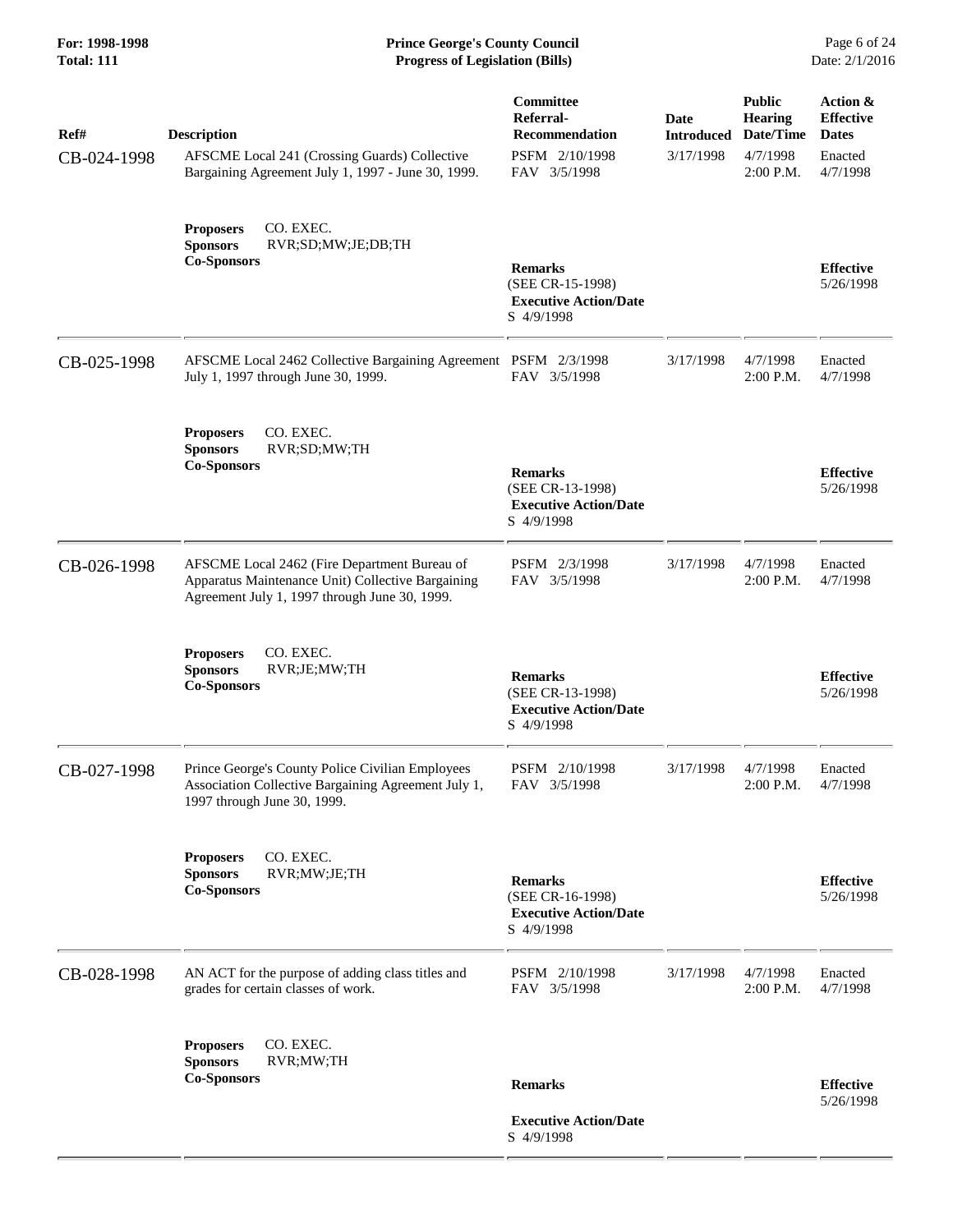| Ref# | Description | Committee Referral-Recommendation | Date Introduced | Public Hearing Date/Time | Action & Effective Dates |
|---|---|---|---|---|---|
| CB-024-1998 | AFSCME Local 241 (Crossing Guards) Collective Bargaining Agreement July 1, 1997 - June 30, 1999.<br><br>**Proposers** CO. EXEC.<br>**Sponsors** RVR;SD;MW;JE;DB;TH<br>**Co-Sponsors** | PSFM 2/10/1998<br>FAV 3/5/1998<br><br>**Remarks**<br>(SEE CR-15-1998)<br>**Executive Action/Date**<br>S 4/9/1998 | 3/17/1998 | 4/7/1998<br>2:00 P.M. | Enacted<br>4/7/1998<br><br>**Effective**<br>5/26/1998 |
| CB-025-1998 | AFSCME Local 2462 Collective Bargaining Agreement July 1, 1997 through June 30, 1999.<br><br>**Proposers** CO. EXEC.<br>**Sponsors** RVR;SD;MW;TH<br>**Co-Sponsors** | PSFM 2/3/1998<br>FAV 3/5/1998<br><br>**Remarks**<br>(SEE CR-13-1998)<br>**Executive Action/Date**<br>S 4/9/1998 | 3/17/1998 | 4/7/1998<br>2:00 P.M. | Enacted<br>4/7/1998<br><br>**Effective**<br>5/26/1998 |
| CB-026-1998 | AFSCME Local 2462 (Fire Department Bureau of Apparatus Maintenance Unit) Collective Bargaining Agreement July 1, 1997 through June 30, 1999.<br><br>**Proposers** CO. EXEC.<br>**Sponsors** RVR;JE;MW;TH<br>**Co-Sponsors** | PSFM 2/3/1998<br>FAV 3/5/1998<br><br>**Remarks**<br>(SEE CR-13-1998)<br>**Executive Action/Date**<br>S 4/9/1998 | 3/17/1998 | 4/7/1998<br>2:00 P.M. | Enacted<br>4/7/1998<br><br>**Effective**<br>5/26/1998 |
| CB-027-1998 | Prince George's County Police Civilian Employees Association Collective Bargaining Agreement July 1, 1997 through June 30, 1999.<br><br>**Proposers** CO. EXEC.<br>**Sponsors** RVR;MW;JE;TH<br>**Co-Sponsors** | PSFM 2/10/1998<br>FAV 3/5/1998<br><br>**Remarks**<br>(SEE CR-16-1998)<br>**Executive Action/Date**<br>S 4/9/1998 | 3/17/1998 | 4/7/1998<br>2:00 P.M. | Enacted<br>4/7/1998<br><br>**Effective**<br>5/26/1998 |
| CB-028-1998 | AN ACT for the purpose of adding class titles and grades for certain classes of work.<br><br>**Proposers** CO. EXEC.<br>**Sponsors** RVR;MW;TH<br>**Co-Sponsors** | PSFM 2/10/1998<br>FAV 3/5/1998<br><br>**Remarks**<br><br>**Executive Action/Date**<br>S 4/9/1998 | 3/17/1998 | 4/7/1998<br>2:00 P.M. | Enacted<br>4/7/1998<br><br>**Effective**<br>5/26/1998 |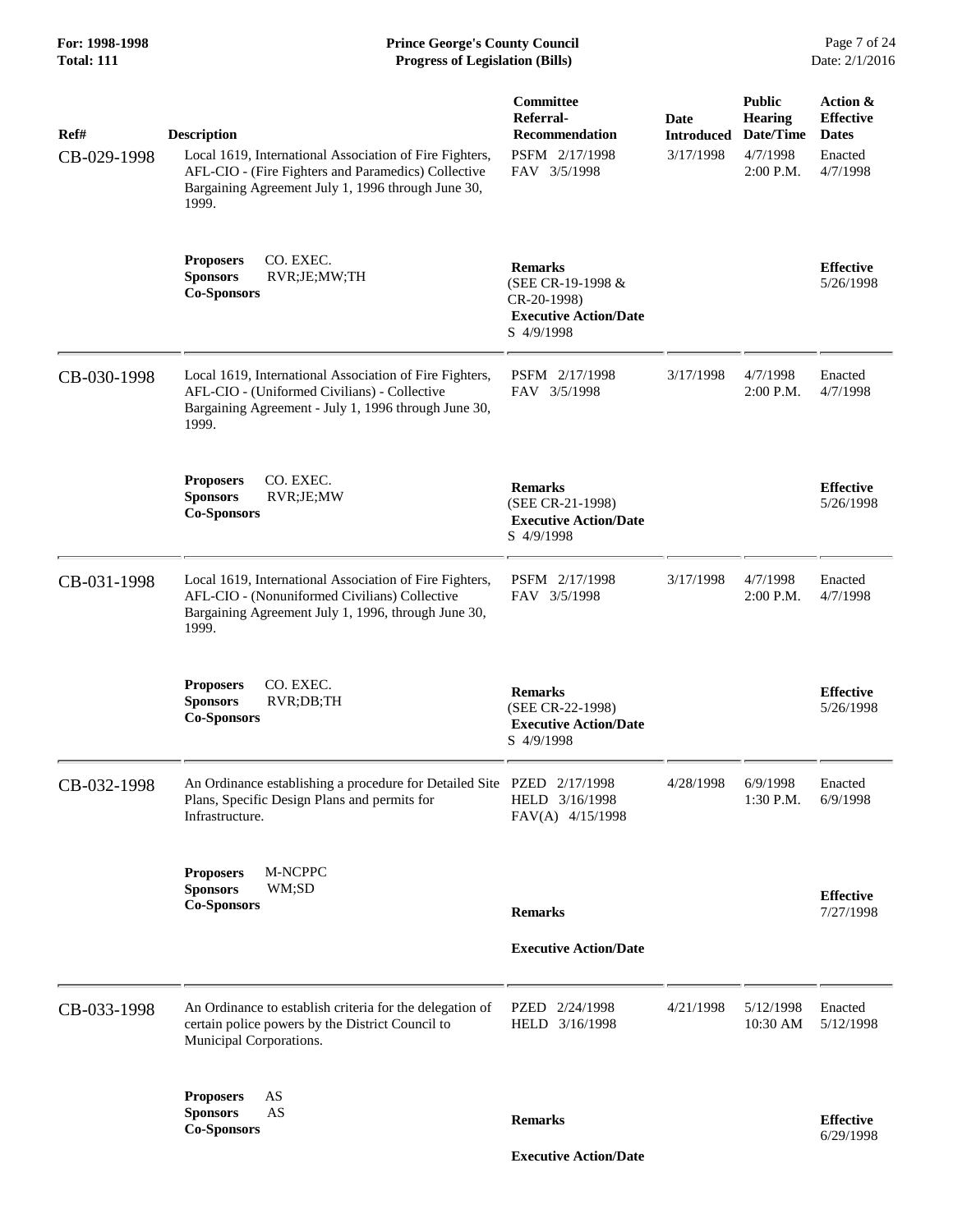| Ref# | Description | Committee Referral-Recommendation | Date Introduced | Public Hearing Date/Time | Action & Effective Dates |
|---|---|---|---|---|---|
| CB-029-1998 | Local 1619, International Association of Fire Fighters, AFL-CIO - (Fire Fighters and Paramedics) Collective Bargaining Agreement July 1, 1996 through June 30, 1999. | PSFM 2/17/1998<br>FAV 3/5/1998 | 3/17/1998 | 4/7/1998<br>2:00 P.M. | Enacted<br>4/7/1998 |
| | **Proposers** CO. EXEC.<br>**Sponsors** RVR;JE;MW;TH<br>**Co-Sponsors** | **Remarks**<br>(SEE CR-19-1998 & CR-20-1998)<br>**Executive Action/Date**<br>S 4/9/1998 | | | **Effective**<br>5/26/1998 |
| CB-030-1998 | Local 1619, International Association of Fire Fighters, AFL-CIO - (Uniformed Civilians) - Collective Bargaining Agreement - July 1, 1996 through June 30, 1999. | PSFM 2/17/1998<br>FAV 3/5/1998 | 3/17/1998 | 4/7/1998<br>2:00 P.M. | Enacted<br>4/7/1998 |
| | **Proposers** CO. EXEC.<br>**Sponsors** RVR;JE;MW<br>**Co-Sponsors** | **Remarks**<br>(SEE CR-21-1998)<br>**Executive Action/Date**<br>S 4/9/1998 | | | **Effective**<br>5/26/1998 |
| CB-031-1998 | Local 1619, International Association of Fire Fighters, AFL-CIO - (Nonuniformed Civilians) Collective Bargaining Agreement July 1, 1996, through June 30, 1999. | PSFM 2/17/1998<br>FAV 3/5/1998 | 3/17/1998 | 4/7/1998<br>2:00 P.M. | Enacted<br>4/7/1998 |
| | **Proposers** CO. EXEC.<br>**Sponsors** RVR;DB;TH<br>**Co-Sponsors** | **Remarks**<br>(SEE CR-22-1998)<br>**Executive Action/Date**<br>S 4/9/1998 | | | **Effective**<br>5/26/1998 |
| CB-032-1998 | An Ordinance establishing a procedure for Detailed Site Plans, Specific Design Plans and permits for Infrastructure. | PZED 2/17/1998<br>HELD 3/16/1998<br>FAV(A) 4/15/1998 | 4/28/1998 | 6/9/1998<br>1:30 P.M. | Enacted<br>6/9/1998 |
| | **Proposers** M-NCPPC<br>**Sponsors** WM;SD<br>**Co-Sponsors** | **Remarks**<br>**Executive Action/Date** | | | **Effective**<br>7/27/1998 |
| CB-033-1998 | An Ordinance to establish criteria for the delegation of certain police powers by the District Council to Municipal Corporations. | PZED 2/24/1998<br>HELD 3/16/1998 | 4/21/1998 | 5/12/1998<br>10:30 AM | Enacted<br>5/12/1998 |
| | **Proposers** AS<br>**Sponsors** AS<br>**Co-Sponsors** | **Remarks**<br>**Executive Action/Date** | | | **Effective**<br>6/29/1998 |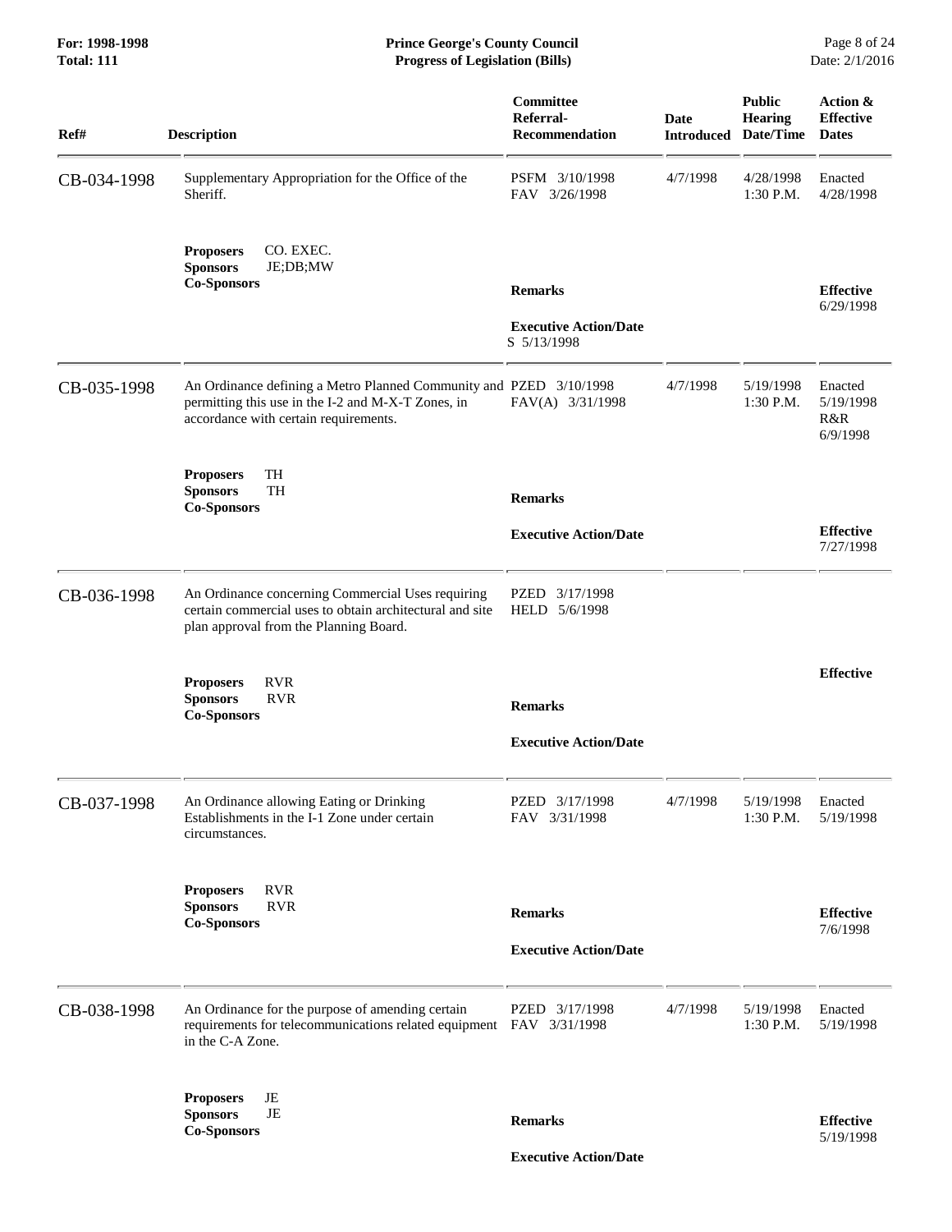**For: 1998-1998**
**Total: 111**

**Prince George's County Council**
**Progress of Legislation (Bills)**

| Ref# | Description | Committee Referral-Recommendation | Date Introduced | Public Hearing Date/Time | Action & Effective Dates |
|---|---|---|---|---|---|
| CB-034-1998 | Supplementary Appropriation for the Office of the Sheriff.<br><br>**Proposers** CO. EXEC.<br>**Sponsors** JE;DB;MW<br>**Co-Sponsors** | PSFM 3/10/1998<br>FAV 3/26/1998<br><br>**Remarks**<br><br>**Executive Action/Date**<br>S 5/13/1998 | 4/7/1998 | 4/28/1998<br>1:30 P.M. | Enacted<br>4/28/1998<br><br>**Effective**<br>6/29/1998 |
| CB-035-1998 | An Ordinance defining a Metro Planned Community and permitting this use in the I-2 and M-X-T Zones, in accordance with certain requirements.<br><br>**Proposers** TH<br>**Sponsors** TH<br>**Co-Sponsors** | PZED 3/10/1998<br>FAV(A) 3/31/1998<br><br>**Remarks**<br><br>**Executive Action/Date** | 4/7/1998 | 5/19/1998<br>1:30 P.M. | Enacted<br>5/19/1998<br>R&R<br>6/9/1998<br><br>**Effective**<br>7/27/1998 |
| CB-036-1998 | An Ordinance concerning Commercial Uses requiring certain commercial uses to obtain architectural and site plan approval from the Planning Board.<br><br>**Proposers** RVR<br>**Sponsors** RVR<br>**Co-Sponsors** | PZED 3/17/1998<br>HELD 5/6/1998<br><br>**Remarks**<br><br>**Executive Action/Date** | | | **Effective** |
| CB-037-1998 | An Ordinance allowing Eating or Drinking Establishments in the I-1 Zone under certain circumstances.<br><br>**Proposers** RVR<br>**Sponsors** RVR<br>**Co-Sponsors** | PZED 3/17/1998<br>FAV 3/31/1998<br><br>**Remarks**<br><br>**Executive Action/Date** | 4/7/1998 | 5/19/1998<br>1:30 P.M. | Enacted<br>5/19/1998<br><br>**Effective**<br>7/6/1998 |
| CB-038-1998 | An Ordinance for the purpose of amending certain requirements for telecommunications related equipment in the C-A Zone.<br><br>**Proposers** JE<br>**Sponsors** JE<br>**Co-Sponsors** | PZED 3/17/1998<br>FAV 3/31/1998<br><br>**Remarks**<br><br>**Executive Action/Date** | 4/7/1998 | 5/19/1998<br>1:30 P.M. | Enacted<br>5/19/1998<br><br>**Effective**<br>5/19/1998 |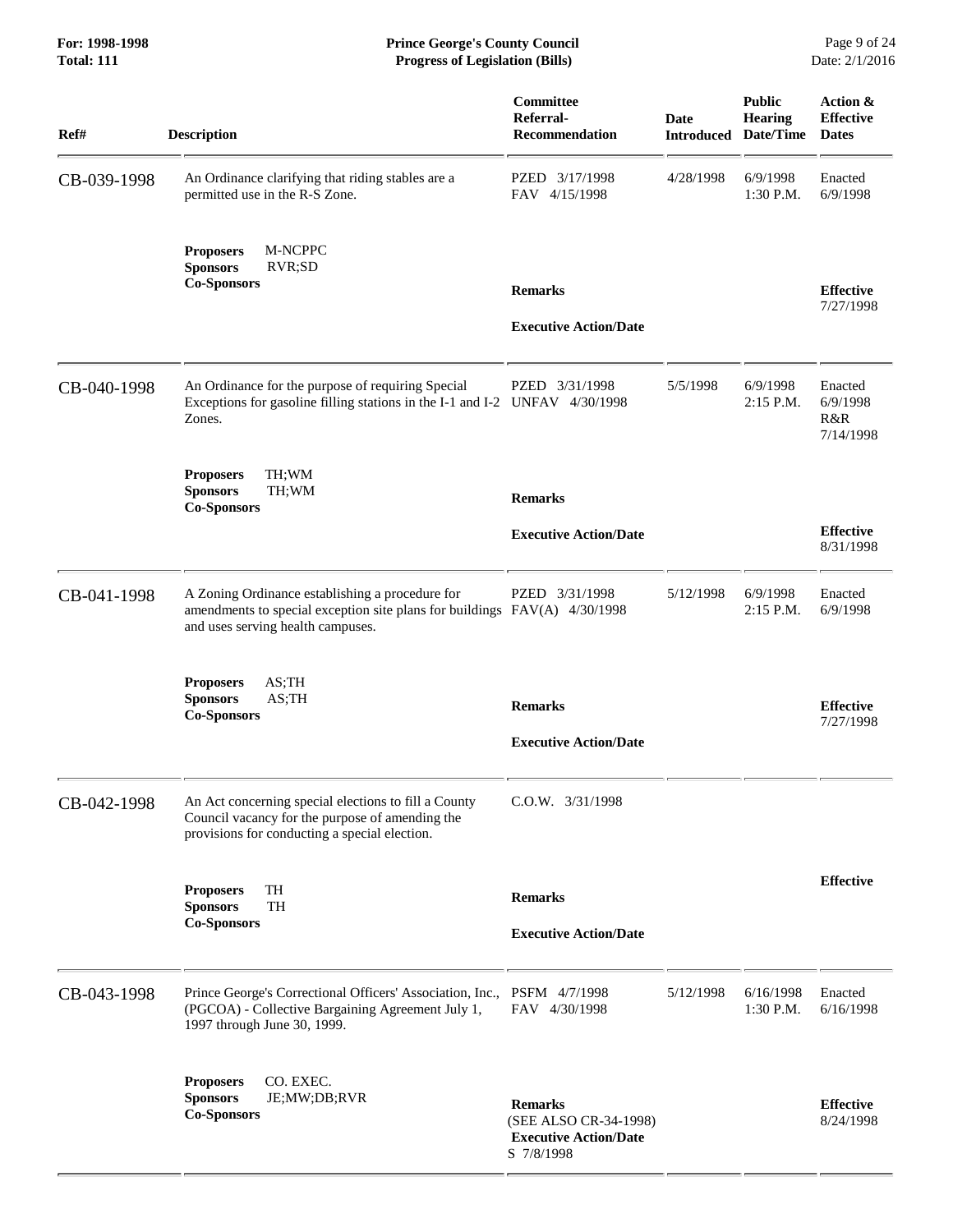| Ref# | Description | Committee Referral-Recommendation | Date Introduced | Public Hearing Date/Time | Action & Effective Dates |
|---|---|---|---|---|---|
| CB-039-1998 | An Ordinance clarifying that riding stables are a permitted use in the R-S Zone.<br><br>**Proposers** M-NCPPC<br>**Sponsors** RVR;SD<br>**Co-Sponsors** | PZED 3/17/1998<br>FAV 4/15/1998<br><br>**Remarks**<br><br>**Executive Action/Date** | 4/28/1998 | 6/9/1998<br>1:30 P.M. | Enacted<br>6/9/1998<br><br>**Effective**<br>7/27/1998 |
| CB-040-1998 | An Ordinance for the purpose of requiring Special Exceptions for gasoline filling stations in the I-1 and I-2 Zones.<br><br>**Proposers** TH;WM<br>**Sponsors** TH;WM<br>**Co-Sponsors** | PZED 3/31/1998<br>UNFAV 4/30/1998<br><br>**Remarks**<br><br>**Executive Action/Date** | 5/5/1998 | 6/9/1998<br>2:15 P.M. | Enacted<br>6/9/1998<br>R&R<br>7/14/1998<br><br>**Effective**<br>8/31/1998 |
| CB-041-1998 | A Zoning Ordinance establishing a procedure for amendments to special exception site plans for buildings and uses serving health campuses.<br><br>**Proposers** AS;TH<br>**Sponsors** AS;TH<br>**Co-Sponsors** | PZED 3/31/1998<br>FAV(A) 4/30/1998<br><br>**Remarks**<br><br>**Executive Action/Date** | 5/12/1998 | 6/9/1998<br>2:15 P.M. | Enacted<br>6/9/1998<br><br>**Effective**<br>7/27/1998 |
| CB-042-1998 | An Act concerning special elections to fill a County Council vacancy for the purpose of amending the provisions for conducting a special election.<br><br>**Proposers** TH<br>**Sponsors** TH<br>**Co-Sponsors** | C.O.W. 3/31/1998<br><br>**Remarks**<br><br>**Executive Action/Date** | | | **Effective** |
| CB-043-1998 | Prince George's Correctional Officers' Association, Inc., (PGCOA) - Collective Bargaining Agreement July 1, 1997 through June 30, 1999.<br><br>**Proposers** CO. EXEC.<br>**Sponsors** JE;MW;DB;RVR<br>**Co-Sponsors** | PSFM 4/7/1998<br>FAV 4/30/1998<br><br>**Remarks**<br>(SEE ALSO CR-34-1998)<br>**Executive Action/Date**<br>S 7/8/1998 | 5/12/1998 | 6/16/1998<br>1:30 P.M. | Enacted<br>6/16/1998<br><br>**Effective**<br>8/24/1998 |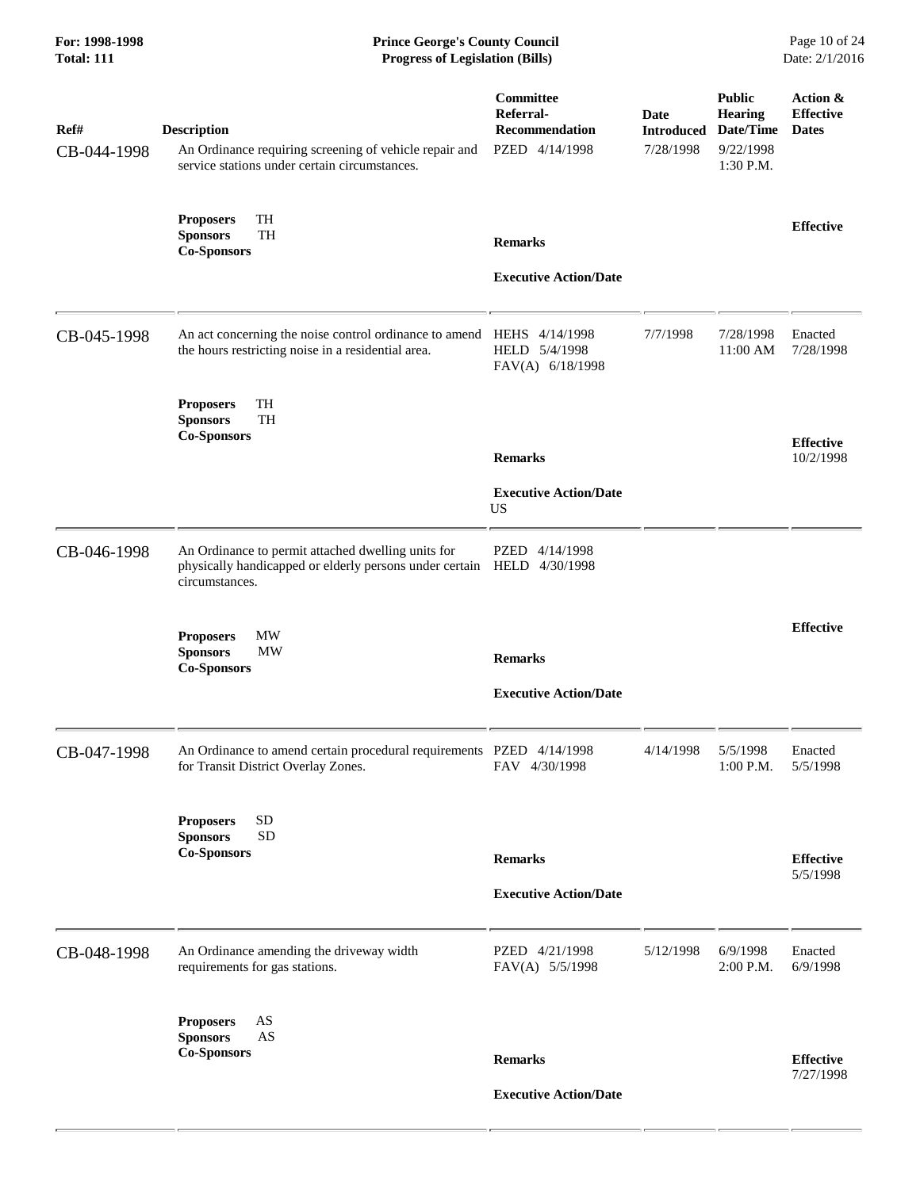**Prince George's County Council**
**Progress of Legislation (Bills)**

For: 1998-1998
Total: 111

Date: 2/1/2016

| Ref# | Description | Committee Referral-Recommendation | Date Introduced | Public Hearing Date/Time | Action & Effective Dates |
|---|---|---|---|---|---|
| CB-044-1998 | An Ordinance requiring screening of vehicle repair and service stations under certain circumstances.<br>**Proposers** TH<br>**Sponsors** TH<br>**Co-Sponsors** | PZED 4/14/1998<br>**Remarks**<br>**Executive Action/Date** | 7/28/1998 | 9/22/1998 1:30 P.M. | **Effective** |
| CB-045-1998 | An act concerning the noise control ordinance to amend the hours restricting noise in a residential area.<br>**Proposers** TH<br>**Sponsors** TH<br>**Co-Sponsors** | HEHS 4/14/1998<br>HELD 5/4/1998<br>FAV(A) 6/18/1998<br>**Remarks**<br>**Executive Action/Date**<br>US | 7/7/1998 | 7/28/1998 11:00 AM | Enacted 7/28/1998<br>**Effective** 10/2/1998 |
| CB-046-1998 | An Ordinance to permit attached dwelling units for physically handicapped or elderly persons under certain circumstances.<br>**Proposers** MW<br>**Sponsors** MW<br>**Co-Sponsors** | PZED 4/14/1998<br>HELD 4/30/1998<br>**Remarks**<br>**Executive Action/Date** | | | **Effective** |
| CB-047-1998 | An Ordinance to amend certain procedural requirements for Transit District Overlay Zones.<br>**Proposers** SD<br>**Sponsors** SD<br>**Co-Sponsors** | PZED 4/14/1998<br>FAV 4/30/1998<br>**Remarks**<br>**Executive Action/Date** | 4/14/1998 | 5/5/1998 1:00 P.M. | Enacted 5/5/1998<br>**Effective** 5/5/1998 |
| CB-048-1998 | An Ordinance amending the driveway width requirements for gas stations.<br>**Proposers** AS<br>**Sponsors** AS<br>**Co-Sponsors** | PZED 4/21/1998<br>FAV(A) 5/5/1998<br>**Remarks**<br>**Executive Action/Date** | 5/12/1998 | 6/9/1998 2:00 P.M. | Enacted 6/9/1998<br>**Effective** 7/27/1998 |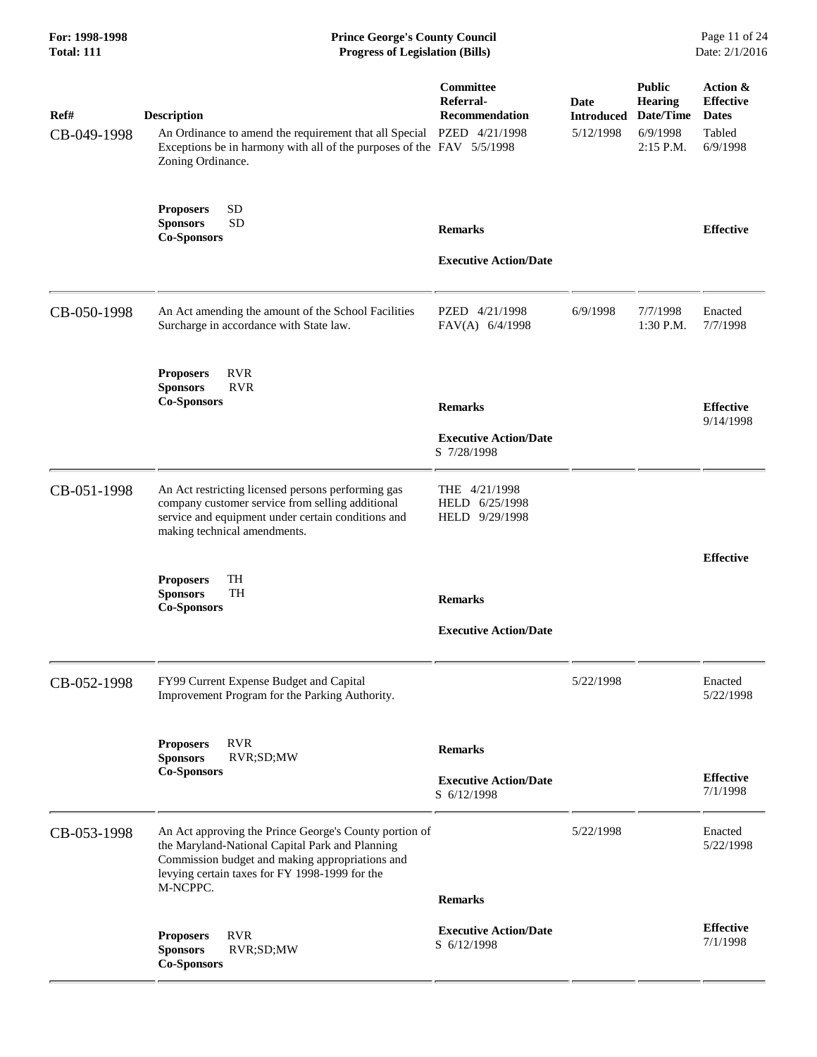| Ref# | Description | Committee Referral-Recommendation | Date Introduced | Public Hearing Date/Time | Action & Effective Dates |
|---|---|---|---|---|---|
| CB-049-1998 | An Ordinance to amend the requirement that all Special Exceptions be in harmony with all of the purposes of the Zoning Ordinance. | PZED 4/21/1998<br>FAV 5/5/1998 | 5/12/1998 | 6/9/1998<br>2:15 P.M. | Tabled<br>6/9/1998 |
| | **Proposers** SD<br>**Sponsors** SD<br>**Co-Sponsors** | **Remarks**<br><br>**Executive Action/Date** | | | **Effective** |
| CB-050-1998 | An Act amending the amount of the School Facilities Surcharge in accordance with State law. | PZED 4/21/1998<br>FAV(A) 6/4/1998 | 6/9/1998 | 7/7/1998<br>1:30 P.M. | Enacted<br>7/7/1998 |
| | **Proposers** RVR<br>**Sponsors** RVR<br>**Co-Sponsors** | **Remarks**<br><br>**Executive Action/Date**<br>S 7/28/1998 | | | **Effective**<br>9/14/1998 |
| CB-051-1998 | An Act restricting licensed persons performing gas company customer service from selling additional service and equipment under certain conditions and making technical amendments. | THE 4/21/1998<br>HELD 6/25/1998<br>HELD 9/29/1998 | | | |
| | **Proposers** TH<br>**Sponsors** TH<br>**Co-Sponsors** | **Remarks**<br><br>**Executive Action/Date** | | | **Effective** |
| CB-052-1998 | FY99 Current Expense Budget and Capital Improvement Program for the Parking Authority. | | 5/22/1998 | | Enacted<br>5/22/1998 |
| | **Proposers** RVR<br>**Sponsors** RVR;SD;MW<br>**Co-Sponsors** | **Remarks**<br><br>**Executive Action/Date**<br>S 6/12/1998 | | | **Effective**<br>7/1/1998 |
| CB-053-1998 | An Act approving the Prince George's County portion of the Maryland-National Capital Park and Planning Commission budget and making appropriations and levying certain taxes for FY 1998-1999 for the M-NCPPC. | | 5/22/1998 | | Enacted<br>5/22/1998 |
| | **Proposers** RVR<br>**Sponsors** RVR;SD;MW<br>**Co-Sponsors** | **Remarks**<br><br>**Executive Action/Date**<br>S 6/12/1998 | | | **Effective**<br>7/1/1998 |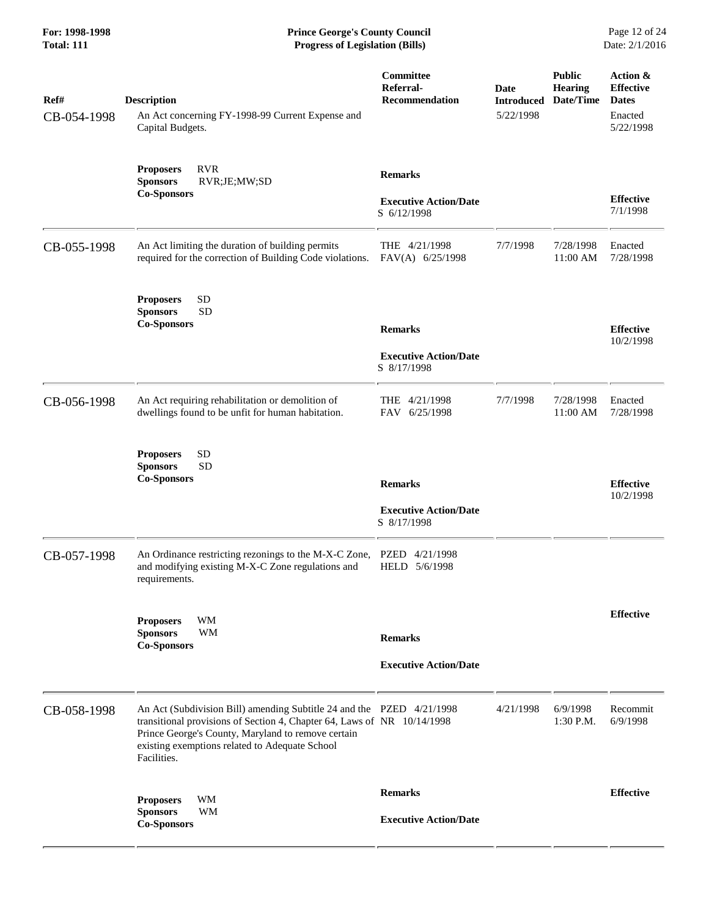| Ref# | Description | Committee Referral-Recommendation | Date Introduced | Public Hearing Date/Time | Action & Effective Dates |
|---|---|---|---|---|---|
| CB-054-1998 | An Act concerning FY-1998-99 Current Expense and Capital Budgets. | | 5/22/1998 | | Enacted 5/22/1998 |
| | **Proposers** RVR **Sponsors** RVR;JE;MW;SD **Co-Sponsors** | **Remarks** **Executive Action/Date** S 6/12/1998 | | | **Effective** 7/1/1998 |
| CB-055-1998 | An Act limiting the duration of building permits required for the correction of Building Code violations. | THE 4/21/1998 FAV(A) 6/25/1998 | 7/7/1998 | 7/28/1998 11:00 AM | Enacted 7/28/1998 |
| | **Proposers** SD **Sponsors** SD **Co-Sponsors** | **Remarks** **Executive Action/Date** S 8/17/1998 | | | **Effective** 10/2/1998 |
| CB-056-1998 | An Act requiring rehabilitation or demolition of dwellings found to be unfit for human habitation. | THE 4/21/1998 FAV 6/25/1998 | 7/7/1998 | 7/28/1998 11:00 AM | Enacted 7/28/1998 |
| | **Proposers** SD **Sponsors** SD **Co-Sponsors** | **Remarks** **Executive Action/Date** S 8/17/1998 | | | **Effective** 10/2/1998 |
| CB-057-1998 | An Ordinance restricting rezonings to the M-X-C Zone, and modifying existing M-X-C Zone regulations and requirements. | PZED 4/21/1998 HELD 5/6/1998 | | | |
| | **Proposers** WM **Sponsors** WM **Co-Sponsors** | **Remarks** **Executive Action/Date** | | | **Effective** |
| CB-058-1998 | An Act (Subdivision Bill) amending Subtitle 24 and the transitional provisions of Section 4, Chapter 64, Laws of Prince George's County, Maryland to remove certain existing exemptions related to Adequate School Facilities. | PZED 4/21/1998 NR 10/14/1998 | 4/21/1998 | 6/9/1998 1:30 P.M. | Recommit 6/9/1998 |
| | **Proposers** WM **Sponsors** WM **Co-Sponsors** | **Remarks** **Executive Action/Date** | | | **Effective** |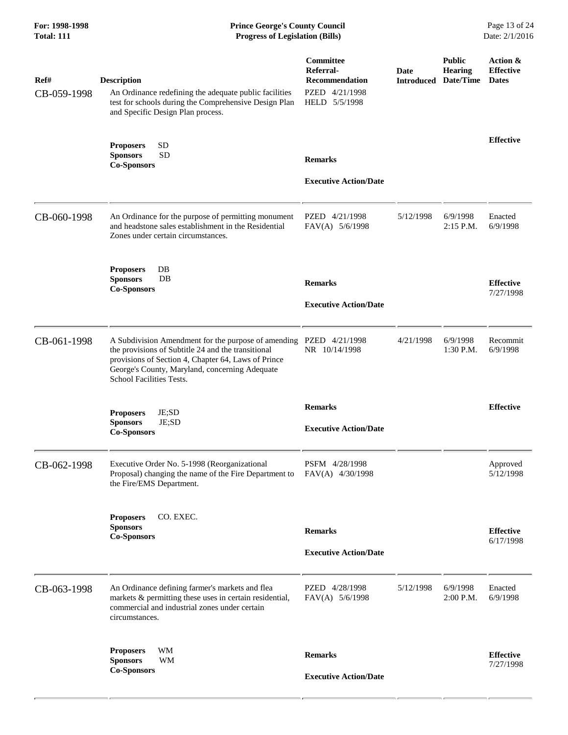| Ref# | Description | Committee Referral-Recommendation | Date Introduced | Public Hearing Date/Time | Action & Effective Dates |
|---|---|---|---|---|---|
| CB-059-1998 | An Ordinance redefining the adequate public facilities test for schools during the Comprehensive Design Plan and Specific Design Plan process. | PZED 4/21/1998<br>HELD 5/5/1998 | | | |
| | **Proposers** SD<br>**Sponsors** SD<br>**Co-Sponsors** | **Remarks**<br><br>**Executive Action/Date** | | | **Effective** |
| CB-060-1998 | An Ordinance for the purpose of permitting monument and headstone sales establishment in the Residential Zones under certain circumstances. | PZED 4/21/1998<br>FAV(A) 5/6/1998 | 5/12/1998 | 6/9/1998<br>2:15 P.M. | Enacted<br>6/9/1998 |
| | **Proposers** DB<br>**Sponsors** DB<br>**Co-Sponsors** | **Remarks**<br><br>**Executive Action/Date** | | | **Effective**<br>7/27/1998 |
| CB-061-1998 | A Subdivision Amendment for the purpose of amending the provisions of Subtitle 24 and the transitional provisions of Section 4, Chapter 64, Laws of Prince George's County, Maryland, concerning Adequate School Facilities Tests. | PZED 4/21/1998<br>NR 10/14/1998 | 4/21/1998 | 6/9/1998<br>1:30 P.M. | Recommit<br>6/9/1998 |
| | **Proposers** JE;SD<br>**Sponsors** JE;SD<br>**Co-Sponsors** | **Remarks**<br><br>**Executive Action/Date** | | | **Effective** |
| CB-062-1998 | Executive Order No. 5-1998 (Reorganizational Proposal) changing the name of the Fire Department to the Fire/EMS Department. | PSFM 4/28/1998<br>FAV(A) 4/30/1998 | | | Approved<br>5/12/1998 |
| | **Proposers** CO. EXEC.<br>**Sponsors**<br>**Co-Sponsors** | **Remarks**<br><br>**Executive Action/Date** | | | **Effective**<br>6/17/1998 |
| CB-063-1998 | An Ordinance defining farmer's markets and flea markets & permitting these uses in certain residential, commercial and industrial zones under certain circumstances. | PZED 4/28/1998<br>FAV(A) 5/6/1998 | 5/12/1998 | 6/9/1998<br>2:00 P.M. | Enacted<br>6/9/1998 |
| | **Proposers** WM<br>**Sponsors** WM<br>**Co-Sponsors** | **Remarks**<br><br>**Executive Action/Date** | | | **Effective**<br>7/27/1998 |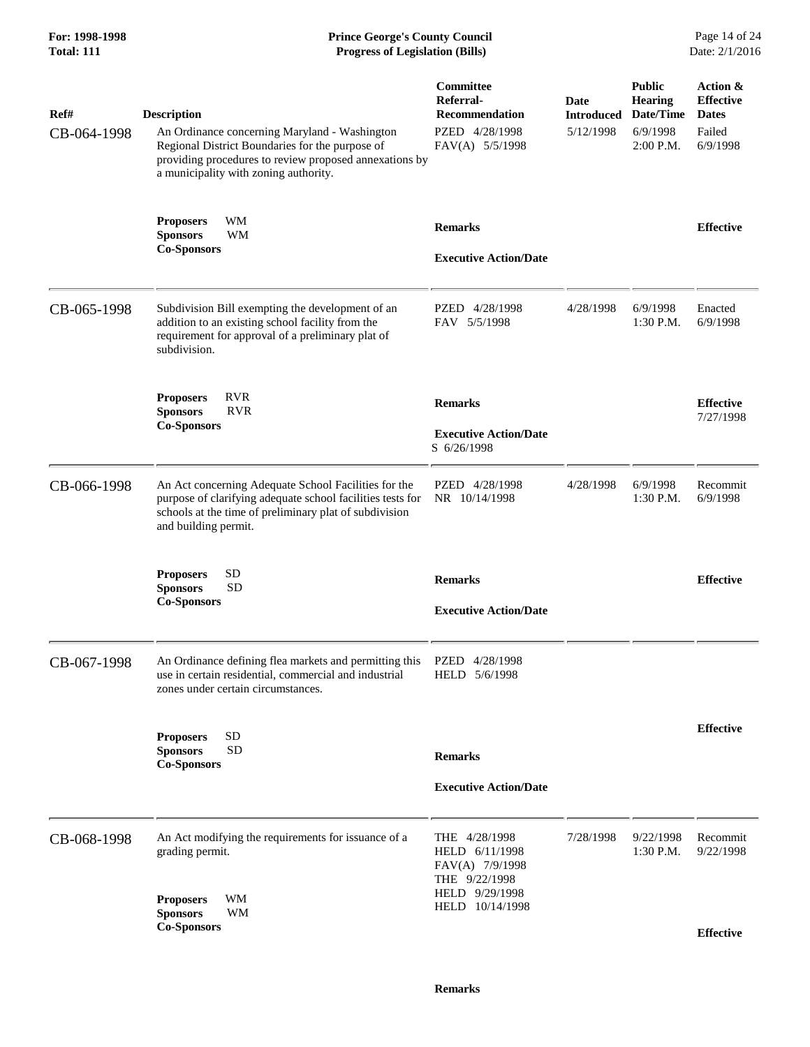| Ref# | Description | Committee Referral-Recommendation | Date Introduced | Public Hearing Date/Time | Action & Effective Dates |
|---|---|---|---|---|---|
| CB-064-1998 | An Ordinance concerning Maryland - Washington Regional District Boundaries for the purpose of providing procedures to review proposed annexations by a municipality with zoning authority. | PZED 4/28/1998<br>FAV(A) 5/5/1998 | 5/12/1998 | 6/9/1998<br>2:00 P.M. | Failed<br>6/9/1998 |
| | **Proposers** WM<br>**Sponsors** WM<br>**Co-Sponsors** | **Remarks**<br><br>**Executive Action/Date** | | | **Effective** |
| CB-065-1998 | Subdivision Bill exempting the development of an addition to an existing school facility from the requirement for approval of a preliminary plat of subdivision. | PZED 4/28/1998<br>FAV 5/5/1998 | 4/28/1998 | 6/9/1998<br>1:30 P.M. | Enacted<br>6/9/1998 |
| | **Proposers** RVR<br>**Sponsors** RVR<br>**Co-Sponsors** | **Remarks**<br><br>**Executive Action/Date**<br>S 6/26/1998 | | | **Effective**<br>7/27/1998 |
| CB-066-1998 | An Act concerning Adequate School Facilities for the purpose of clarifying adequate school facilities tests for schools at the time of preliminary plat of subdivision and building permit. | PZED 4/28/1998<br>NR 10/14/1998 | 4/28/1998 | 6/9/1998<br>1:30 P.M. | Recommit<br>6/9/1998 |
| | **Proposers** SD<br>**Sponsors** SD<br>**Co-Sponsors** | **Remarks**<br><br>**Executive Action/Date** | | | **Effective** |
| CB-067-1998 | An Ordinance defining flea markets and permitting this use in certain residential, commercial and industrial zones under certain circumstances. | PZED 4/28/1998<br>HELD 5/6/1998 | | | |
| | **Proposers** SD<br>**Sponsors** SD<br>**Co-Sponsors** | **Remarks**<br><br>**Executive Action/Date** | | | **Effective** |
| CB-068-1998 | An Act modifying the requirements for issuance of a grading permit. | THE 4/28/1998<br>HELD 6/11/1998<br>FAV(A) 7/9/1998<br>THE 9/22/1998<br>HELD 9/29/1998<br>HELD 10/14/1998 | 7/28/1998 | 9/22/1998<br>1:30 P.M. | Recommit<br>9/22/1998 |
| | **Proposers** WM<br>**Sponsors** WM<br>**Co-Sponsors** | **Remarks** | | | **Effective** |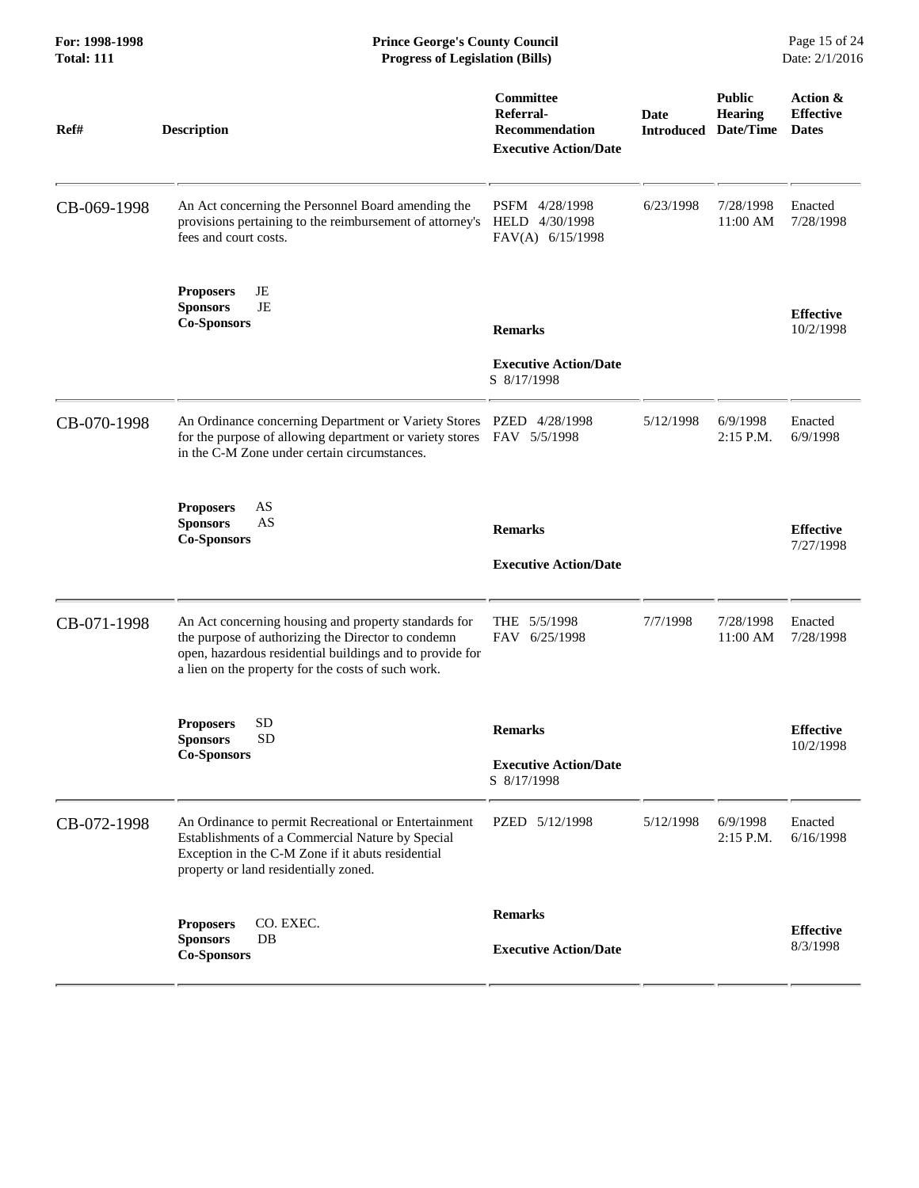| Ref# | Description | Committee Referral-Recommendation / Executive Action/Date | Date Introduced | Public Hearing Date/Time | Action & Effective Dates |
|---|---|---|---|---|---|
| CB-069-1998 | An Act concerning the Personnel Board amending the provisions pertaining to the reimbursement of attorney's fees and court costs. | PSFM 4/28/1998<br>HELD 4/30/1998<br>FAV(A) 6/15/1998 | 6/23/1998 | 7/28/1998<br>11:00 AM | Enacted<br>7/28/1998 |
| | **Proposers** JE<br>**Sponsors** JE<br>**Co-Sponsors** | **Remarks**<br><br>**Executive Action/Date**<br>S 8/17/1998 | | | **Effective**<br>10/2/1998 |
| CB-070-1998 | An Ordinance concerning Department or Variety Stores for the purpose of allowing department or variety stores in the C-M Zone under certain circumstances. | PZED 4/28/1998<br>FAV 5/5/1998 | 5/12/1998 | 6/9/1998<br>2:15 P.M. | Enacted<br>6/9/1998 |
| | **Proposers** AS<br>**Sponsors** AS<br>**Co-Sponsors** | **Remarks**<br><br>**Executive Action/Date** | | | **Effective**<br>7/27/1998 |
| CB-071-1998 | An Act concerning housing and property standards for the purpose of authorizing the Director to condemn open, hazardous residential buildings and to provide for a lien on the property for the costs of such work. | THE 5/5/1998<br>FAV 6/25/1998 | 7/7/1998 | 7/28/1998<br>11:00 AM | Enacted<br>7/28/1998 |
| | **Proposers** SD<br>**Sponsors** SD<br>**Co-Sponsors** | **Remarks**<br><br>**Executive Action/Date**<br>S 8/17/1998 | | | **Effective**<br>10/2/1998 |
| CB-072-1998 | An Ordinance to permit Recreational or Entertainment Establishments of a Commercial Nature by Special Exception in the C-M Zone if it abuts residential property or land residentially zoned. | PZED 5/12/1998 | 5/12/1998 | 6/9/1998<br>2:15 P.M. | Enacted<br>6/16/1998 |
| | **Proposers** CO. EXEC.<br>**Sponsors** DB<br>**Co-Sponsors** | **Remarks**<br><br>**Executive Action/Date** | | | **Effective**<br>8/3/1998 |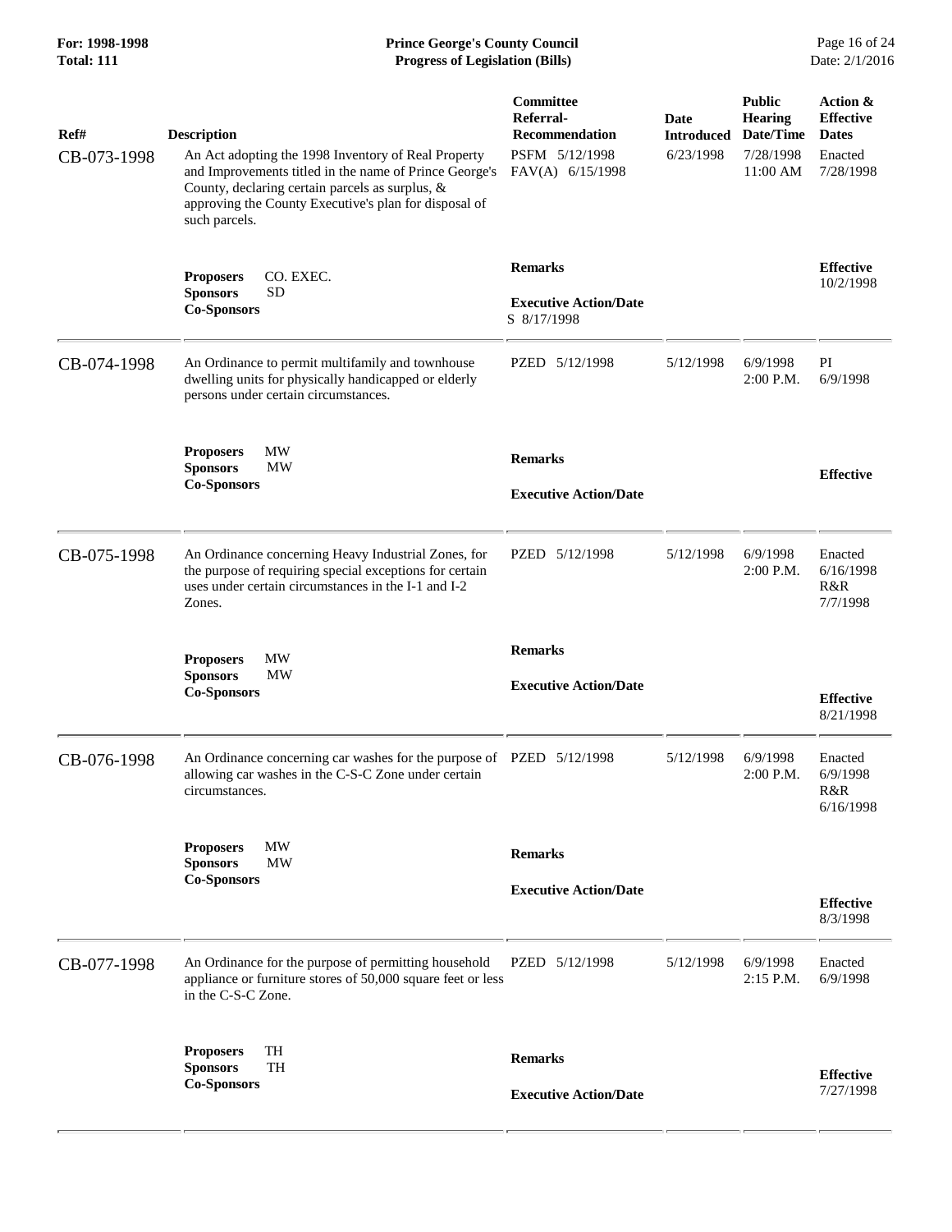| Ref# | Description | Committee Referral-Recommendation | Date Introduced | Public Hearing Date/Time | Action & Effective Dates |
|---|---|---|---|---|---|
| CB-073-1998 | An Act adopting the 1998 Inventory of Real Property and Improvements titled in the name of Prince George's County, declaring certain parcels as surplus, & approving the County Executive's plan for disposal of such parcels. | PSFM 5/12/1998<br>FAV(A) 6/15/1998 | 6/23/1998 | 7/28/1998<br>11:00 AM | Enacted<br>7/28/1998 |
| | **Proposers** CO. EXEC.<br>**Sponsors** SD<br>**Co-Sponsors** | **Remarks**<br><br>**Executive Action/Date**<br>S 8/17/1998 | | | **Effective**<br>10/2/1998 |
| CB-074-1998 | An Ordinance to permit multifamily and townhouse dwelling units for physically handicapped or elderly persons under certain circumstances. | PZED 5/12/1998 | 5/12/1998 | 6/9/1998<br>2:00 P.M. | PI<br>6/9/1998 |
| | **Proposers** MW<br>**Sponsors** MW<br>**Co-Sponsors** | **Remarks**<br><br>**Executive Action/Date** | | | **Effective** |
| CB-075-1998 | An Ordinance concerning Heavy Industrial Zones, for the purpose of requiring special exceptions for certain uses under certain circumstances in the I-1 and I-2 Zones. | PZED 5/12/1998 | 5/12/1998 | 6/9/1998<br>2:00 P.M. | Enacted<br>6/16/1998<br>R&R<br>7/7/1998 |
| | **Proposers** MW<br>**Sponsors** MW<br>**Co-Sponsors** | **Remarks**<br><br>**Executive Action/Date** | | | **Effective**<br>8/21/1998 |
| CB-076-1998 | An Ordinance concerning car washes for the purpose of allowing car washes in the C-S-C Zone under certain circumstances. | PZED 5/12/1998 | 5/12/1998 | 6/9/1998<br>2:00 P.M. | Enacted<br>6/9/1998<br>R&R<br>6/16/1998 |
| | **Proposers** MW<br>**Sponsors** MW<br>**Co-Sponsors** | **Remarks**<br><br>**Executive Action/Date** | | | **Effective**<br>8/3/1998 |
| CB-077-1998 | An Ordinance for the purpose of permitting household appliance or furniture stores of 50,000 square feet or less in the C-S-C Zone. | PZED 5/12/1998 | 5/12/1998 | 6/9/1998<br>2:15 P.M. | Enacted<br>6/9/1998 |
| | **Proposers** TH<br>**Sponsors** TH<br>**Co-Sponsors** | **Remarks**<br><br>**Executive Action/Date** | | | **Effective**<br>7/27/1998 |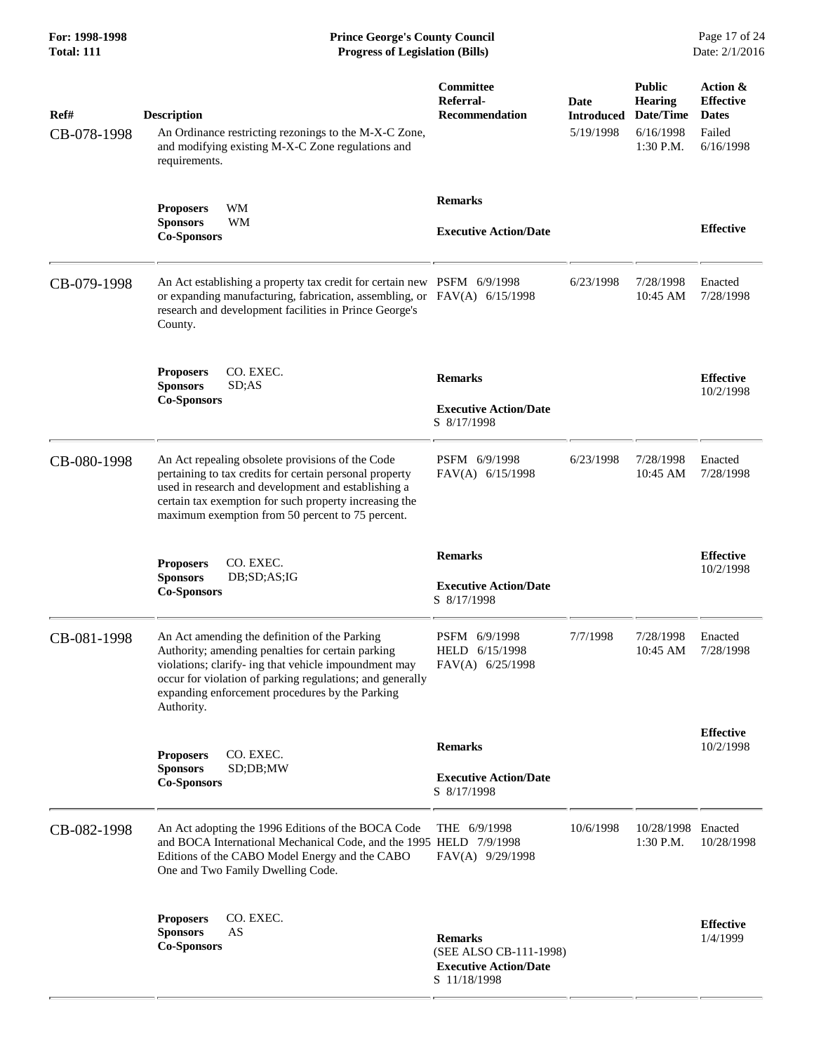| Ref# | Description | Committee Referral-Recommendation | Date Introduced | Public Hearing Date/Time | Action & Effective Dates |
|---|---|---|---|---|---|
| CB-078-1998 | An Ordinance restricting rezonings to the M-X-C Zone, and modifying existing M-X-C Zone regulations and requirements. | | 5/19/1998 | 6/16/1998 1:30 P.M. | Failed 6/16/1998 |
| | **Proposers** WM **Sponsors** WM **Co-Sponsors** | **Remarks** **Executive Action/Date** | | | **Effective** |
| CB-079-1998 | An Act establishing a property tax credit for certain new or expanding manufacturing, fabrication, assembling, or research and development facilities in Prince George's County. | PSFM 6/9/1998 FAV(A) 6/15/1998 | 6/23/1998 | 7/28/1998 10:45 AM | Enacted 7/28/1998 |
| | **Proposers** CO. EXEC. **Sponsors** SD;AS **Co-Sponsors** | **Remarks** **Executive Action/Date** S 8/17/1998 | | | **Effective** 10/2/1998 |
| CB-080-1998 | An Act repealing obsolete provisions of the Code pertaining to tax credits for certain personal property used in research and development and establishing a certain tax exemption for such property increasing the maximum exemption from 50 percent to 75 percent. | PSFM 6/9/1998 FAV(A) 6/15/1998 | 6/23/1998 | 7/28/1998 10:45 AM | Enacted 7/28/1998 |
| | **Proposers** CO. EXEC. **Sponsors** DB;SD;AS;IG **Co-Sponsors** | **Remarks** **Executive Action/Date** S 8/17/1998 | | | **Effective** 10/2/1998 |
| CB-081-1998 | An Act amending the definition of the Parking Authority; amending penalties for certain parking violations; clarify- ing that vehicle impoundment may occur for violation of parking regulations; and generally expanding enforcement procedures by the Parking Authority. | PSFM 6/9/1998 HELD 6/15/1998 FAV(A) 6/25/1998 | 7/7/1998 | 7/28/1998 10:45 AM | Enacted 7/28/1998 |
| | **Proposers** CO. EXEC. **Sponsors** SD;DB;MW **Co-Sponsors** | **Remarks** **Executive Action/Date** S 8/17/1998 | | | **Effective** 10/2/1998 |
| CB-082-1998 | An Act adopting the 1996 Editions of the BOCA Code and BOCA International Mechanical Code, and the 1995 Editions of the CABO Model Energy and the CABO One and Two Family Dwelling Code. | THE 6/9/1998 HELD 7/9/1998 FAV(A) 9/29/1998 | 10/6/1998 | 10/28/1998 1:30 P.M. | Enacted 10/28/1998 |
| | **Proposers** CO. EXEC. **Sponsors** AS **Co-Sponsors** | **Remarks** (SEE ALSO CB-111-1998) **Executive Action/Date** S 11/18/1998 | | | **Effective** 1/4/1999 |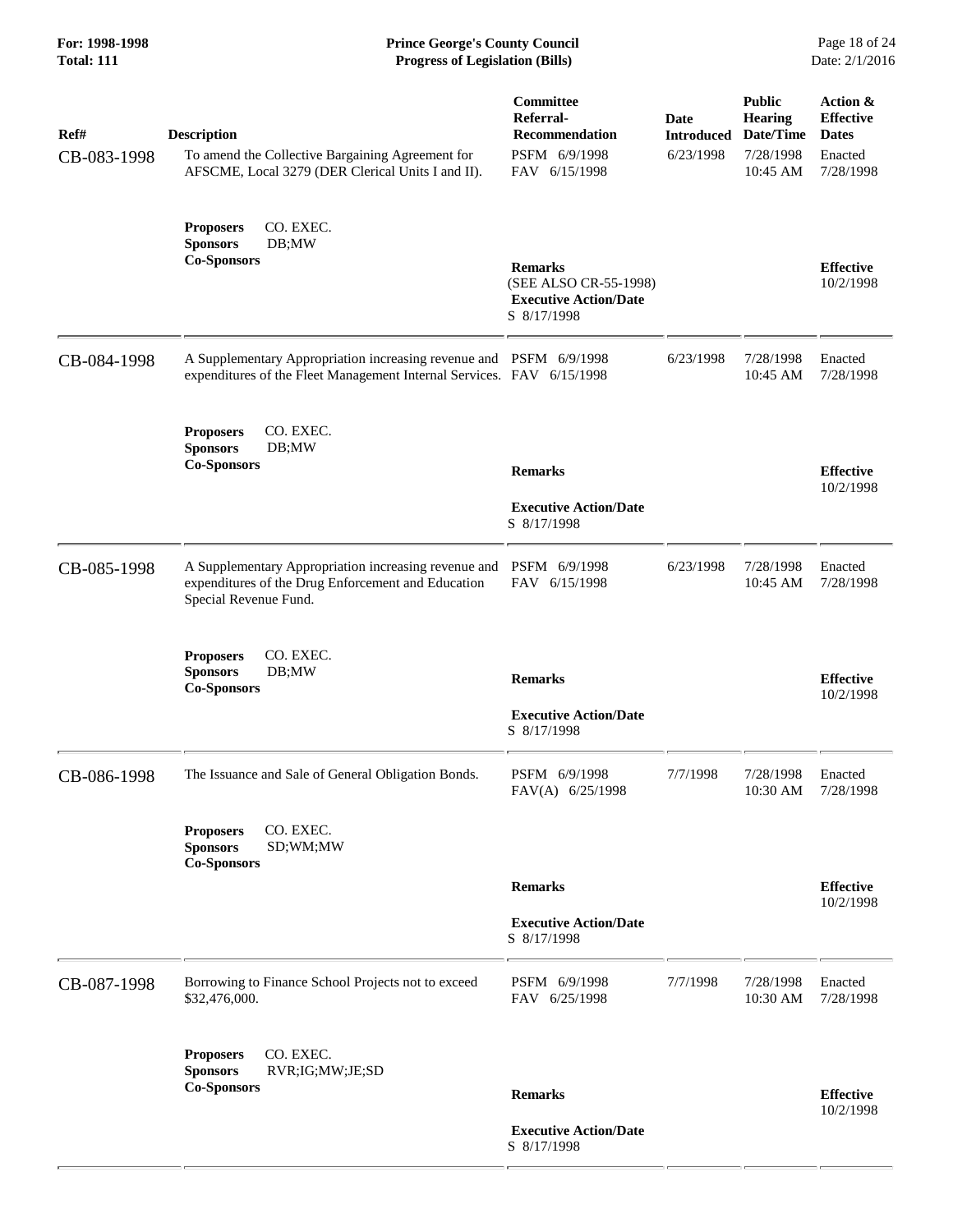| Ref# | Description | Committee Referral-Recommendation | Date Introduced | Public Hearing Date/Time | Action & Effective Dates |
|---|---|---|---|---|---|
| CB-083-1998 | To amend the Collective Bargaining Agreement for AFSCME, Local 3279 (DER Clerical Units I and II).<br><br>**Proposers** CO. EXEC.<br>**Sponsors** DB;MW<br>**Co-Sponsors** | PSFM 6/9/1998<br>FAV 6/15/1998<br><br>**Remarks**<br>(SEE ALSO CR-55-1998)<br>**Executive Action/Date**<br>S 8/17/1998 | 6/23/1998 | 7/28/1998<br>10:45 AM | Enacted<br>7/28/1998<br><br>**Effective**<br>10/2/1998 |
| CB-084-1998 | A Supplementary Appropriation increasing revenue and expenditures of the Fleet Management Internal Services.<br><br>**Proposers** CO. EXEC.<br>**Sponsors** DB;MW<br>**Co-Sponsors** | PSFM 6/9/1998<br>FAV 6/15/1998<br><br>**Remarks**<br><br>**Executive Action/Date**<br>S 8/17/1998 | 6/23/1998 | 7/28/1998<br>10:45 AM | Enacted<br>7/28/1998<br><br>**Effective**<br>10/2/1998 |
| CB-085-1998 | A Supplementary Appropriation increasing revenue and expenditures of the Drug Enforcement and Education Special Revenue Fund.<br><br>**Proposers** CO. EXEC.<br>**Sponsors** DB;MW<br>**Co-Sponsors** | PSFM 6/9/1998<br>FAV 6/15/1998<br><br>**Remarks**<br><br>**Executive Action/Date**<br>S 8/17/1998 | 6/23/1998 | 7/28/1998<br>10:45 AM | Enacted<br>7/28/1998<br><br>**Effective**<br>10/2/1998 |
| CB-086-1998 | The Issuance and Sale of General Obligation Bonds.<br><br>**Proposers** CO. EXEC.<br>**Sponsors** SD;WM;MW<br>**Co-Sponsors** | PSFM 6/9/1998<br>FAV(A) 6/25/1998<br><br>**Remarks**<br><br>**Executive Action/Date**<br>S 8/17/1998 | 7/7/1998 | 7/28/1998<br>10:30 AM | Enacted<br>7/28/1998<br><br>**Effective**<br>10/2/1998 |
| CB-087-1998 | Borrowing to Finance School Projects not to exceed $32,476,000.<br><br>**Proposers** CO. EXEC.<br>**Sponsors** RVR;IG;MW;JE;SD<br>**Co-Sponsors** | PSFM 6/9/1998<br>FAV 6/25/1998<br><br>**Remarks**<br><br>**Executive Action/Date**<br>S 8/17/1998 | 7/7/1998 | 7/28/1998<br>10:30 AM | Enacted<br>7/28/1998<br><br>**Effective**<br>10/2/1998 |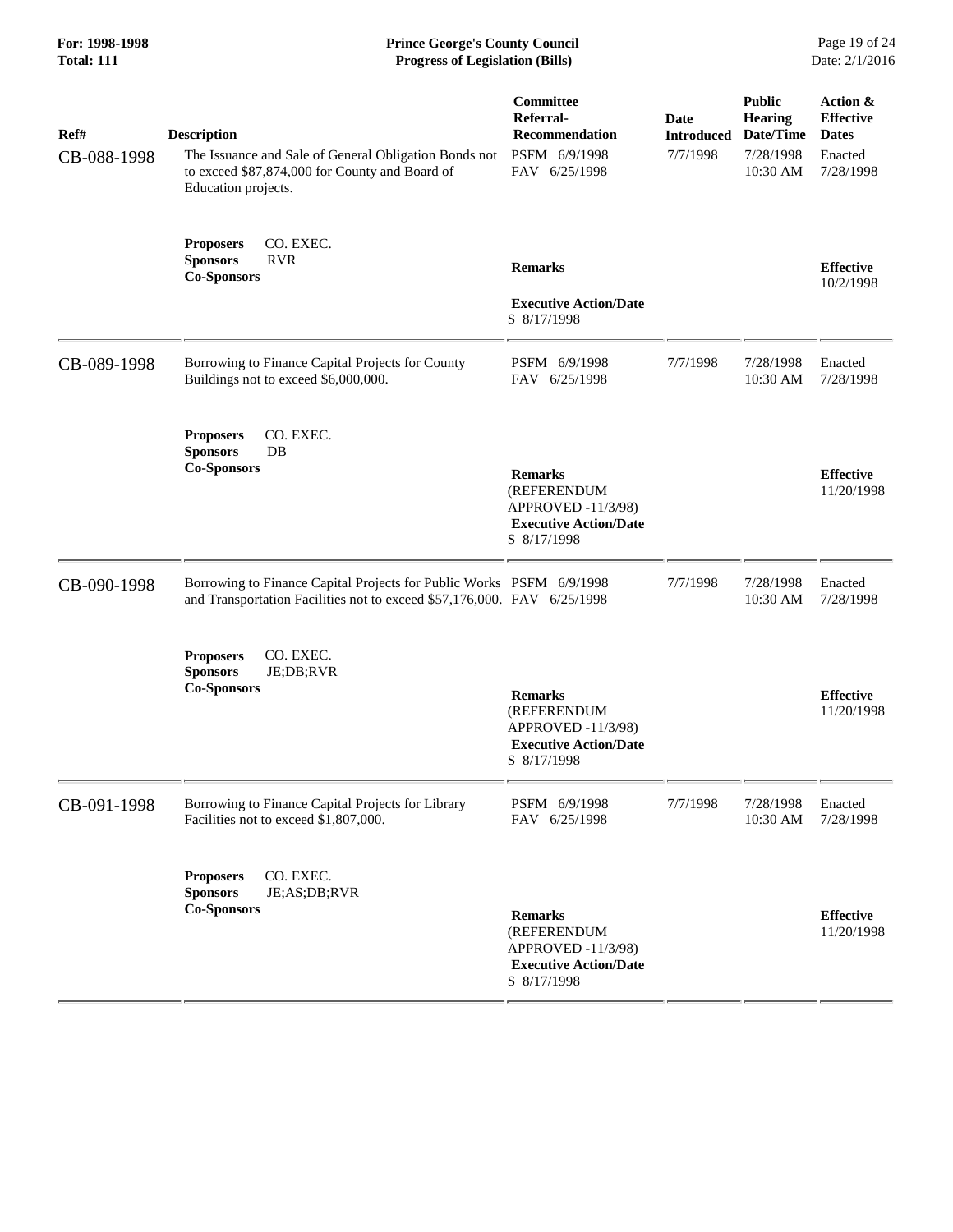| Ref# | Description | Committee Referral-Recommendation | Date Introduced | Public Hearing Date/Time | Action & Effective Dates |
|---|---|---|---|---|---|
| CB-088-1998 | The Issuance and Sale of General Obligation Bonds not to exceed $87,874,000 for County and Board of Education projects. | PSFM 6/9/1998<br>FAV 6/25/1998 | 7/7/1998 | 7/28/1998<br>10:30 AM | Enacted<br>7/28/1998 |
| | **Proposers** CO. EXEC.<br>**Sponsors** RVR<br>**Co-Sponsors** | **Remarks**<br><br>**Executive Action/Date**<br>S 8/17/1998 | | | **Effective**<br>10/2/1998 |
| CB-089-1998 | Borrowing to Finance Capital Projects for County Buildings not to exceed $6,000,000. | PSFM 6/9/1998<br>FAV 6/25/1998 | 7/7/1998 | 7/28/1998<br>10:30 AM | Enacted<br>7/28/1998 |
| | **Proposers** CO. EXEC.<br>**Sponsors** DB<br>**Co-Sponsors** | **Remarks**<br>(REFERENDUM APPROVED -11/3/98)<br>**Executive Action/Date**<br>S 8/17/1998 | | | **Effective**<br>11/20/1998 |
| CB-090-1998 | Borrowing to Finance Capital Projects for Public Works and Transportation Facilities not to exceed $57,176,000. | PSFM 6/9/1998<br>FAV 6/25/1998 | 7/7/1998 | 7/28/1998<br>10:30 AM | Enacted<br>7/28/1998 |
| | **Proposers** CO. EXEC.<br>**Sponsors** JE;DB;RVR<br>**Co-Sponsors** | **Remarks**<br>(REFERENDUM APPROVED -11/3/98)<br>**Executive Action/Date**<br>S 8/17/1998 | | | **Effective**<br>11/20/1998 |
| CB-091-1998 | Borrowing to Finance Capital Projects for Library Facilities not to exceed $1,807,000. | PSFM 6/9/1998<br>FAV 6/25/1998 | 7/7/1998 | 7/28/1998<br>10:30 AM | Enacted<br>7/28/1998 |
| | **Proposers** CO. EXEC.<br>**Sponsors** JE;AS;DB;RVR<br>**Co-Sponsors** | **Remarks**<br>(REFERENDUM APPROVED -11/3/98)<br>**Executive Action/Date**<br>S 8/17/1998 | | | **Effective**<br>11/20/1998 |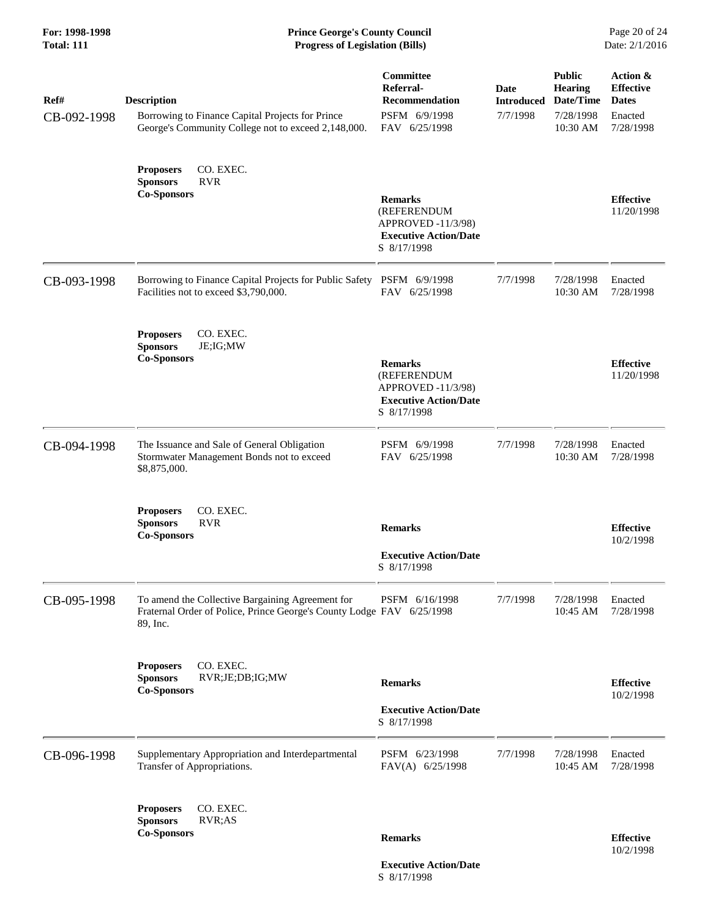| Ref# | Description | Committee Referral-Recommendation | Date Introduced | Public Hearing Date/Time | Action & Effective Dates |
|---|---|---|---|---|---|
| CB-092-1998 | Borrowing to Finance Capital Projects for Prince George's Community College not to exceed 2,148,000. | PSFM 6/9/1998<br>FAV 6/25/1998 | 7/7/1998 | 7/28/1998<br>10:30 AM | Enacted<br>7/28/1998 |
| | **Proposers** CO. EXEC.<br>**Sponsors** RVR<br>**Co-Sponsors** | **Remarks**<br>(REFERENDUM APPROVED -11/3/98)<br>**Executive Action/Date**<br>S 8/17/1998 | | | **Effective**<br>11/20/1998 |
| CB-093-1998 | Borrowing to Finance Capital Projects for Public Safety Facilities not to exceed $3,790,000. | PSFM 6/9/1998<br>FAV 6/25/1998 | 7/7/1998 | 7/28/1998<br>10:30 AM | Enacted<br>7/28/1998 |
| | **Proposers** CO. EXEC.<br>**Sponsors** JE;IG;MW<br>**Co-Sponsors** | **Remarks**<br>(REFERENDUM APPROVED -11/3/98)<br>**Executive Action/Date**<br>S 8/17/1998 | | | **Effective**<br>11/20/1998 |
| CB-094-1998 | The Issuance and Sale of General Obligation Stormwater Management Bonds not to exceed $8,875,000. | PSFM 6/9/1998<br>FAV 6/25/1998 | 7/7/1998 | 7/28/1998<br>10:30 AM | Enacted<br>7/28/1998 |
| | **Proposers** CO. EXEC.<br>**Sponsors** RVR<br>**Co-Sponsors** | **Remarks**<br>**Executive Action/Date**<br>S 8/17/1998 | | | **Effective**<br>10/2/1998 |
| CB-095-1998 | To amend the Collective Bargaining Agreement for Fraternal Order of Police, Prince George's County Lodge 89, Inc. | PSFM 6/16/1998<br>FAV 6/25/1998 | 7/7/1998 | 7/28/1998<br>10:45 AM | Enacted<br>7/28/1998 |
| | **Proposers** CO. EXEC.<br>**Sponsors** RVR;JE;DB;IG;MW<br>**Co-Sponsors** | **Remarks**<br>**Executive Action/Date**<br>S 8/17/1998 | | | **Effective**<br>10/2/1998 |
| CB-096-1998 | Supplementary Appropriation and Interdepartmental Transfer of Appropriations. | PSFM 6/23/1998<br>FAV(A) 6/25/1998 | 7/7/1998 | 7/28/1998<br>10:45 AM | Enacted<br>7/28/1998 |
| | **Proposers** CO. EXEC.<br>**Sponsors** RVR;AS<br>**Co-Sponsors** | **Remarks**<br>**Executive Action/Date**<br>S 8/17/1998 | | | **Effective**<br>10/2/1998 |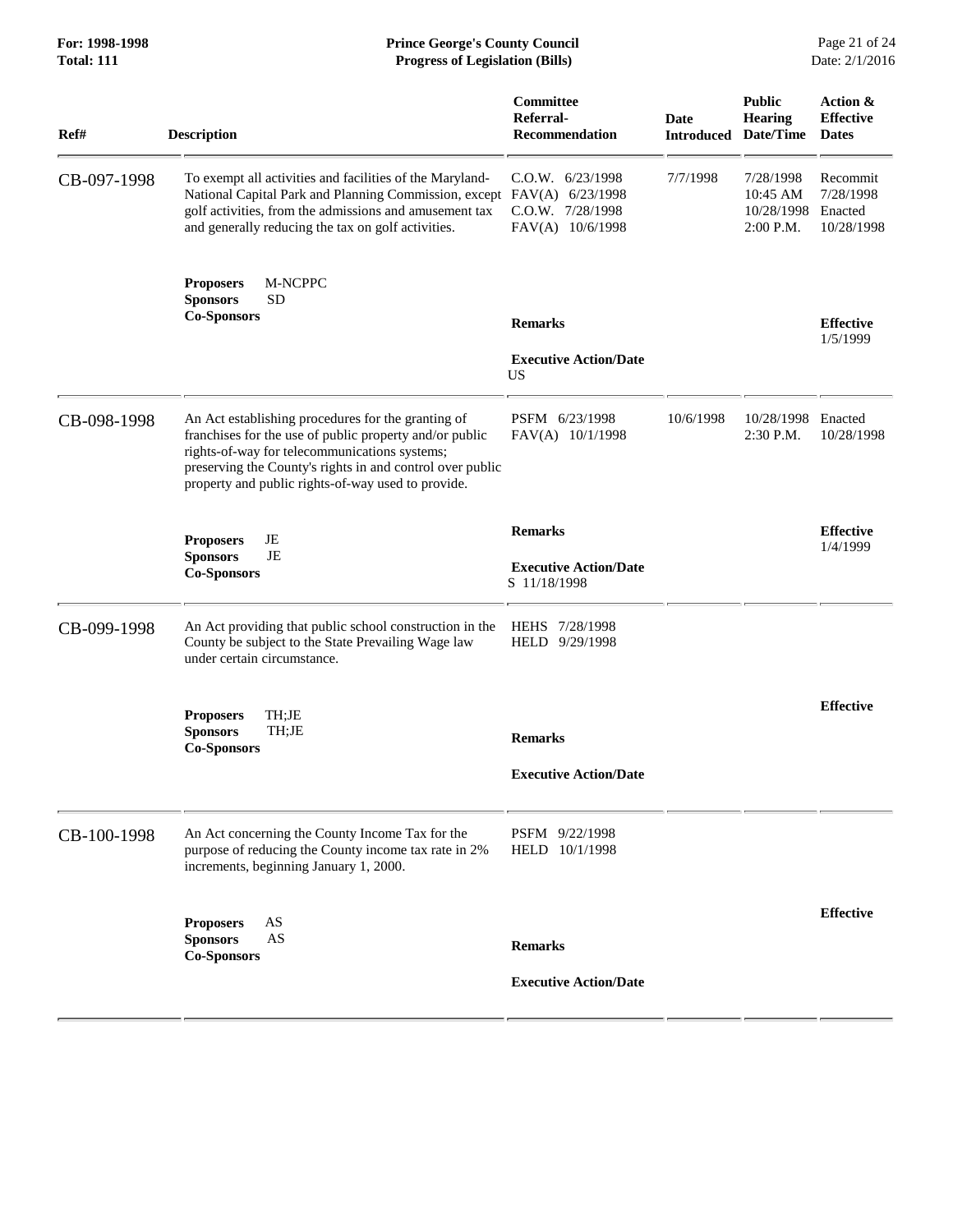| Ref# | Description | Committee Referral-Recommendation | Date Introduced | Public Hearing Date/Time | Action & Effective Dates |
|---|---|---|---|---|---|
| CB-097-1998 | To exempt all activities and facilities of the Maryland-National Capital Park and Planning Commission, except golf activities, from the admissions and amusement tax and generally reducing the tax on golf activities. | C.O.W. 6/23/1998<br>FAV(A) 6/23/1998<br>C.O.W. 7/28/1998<br>FAV(A) 10/6/1998 | 7/7/1998 | 7/28/1998 10:45 AM<br>10/28/1998 2:00 P.M. | Recommit 7/28/1998<br>Enacted 10/28/1998 |
| | **Proposers** M-NCPPC<br>**Sponsors** SD<br>**Co-Sponsors** | **Remarks**<br><br>**Executive Action/Date**<br>US | | | **Effective**<br>1/5/1999 |
| CB-098-1998 | An Act establishing procedures for the granting of franchises for the use of public property and/or public rights-of-way for telecommunications systems; preserving the County's rights in and control over public property and public rights-of-way used to provide. | PSFM 6/23/1998<br>FAV(A) 10/1/1998 | 10/6/1998 | 10/28/1998 2:30 P.M. | Enacted 10/28/1998 |
| | **Proposers** JE<br>**Sponsors** JE<br>**Co-Sponsors** | **Remarks**<br><br>**Executive Action/Date**<br>S 11/18/1998 | | | **Effective**<br>1/4/1999 |
| CB-099-1998 | An Act providing that public school construction in the County be subject to the State Prevailing Wage law under certain circumstance. | HEHS 7/28/1998<br>HELD 9/29/1998 | | | |
| | **Proposers** TH;JE<br>**Sponsors** TH;JE<br>**Co-Sponsors** | **Remarks**<br><br>**Executive Action/Date** | | | **Effective** |
| CB-100-1998 | An Act concerning the County Income Tax for the purpose of reducing the County income tax rate in 2% increments, beginning January 1, 2000. | PSFM 9/22/1998<br>HELD 10/1/1998 | | | |
| | **Proposers** AS<br>**Sponsors** AS<br>**Co-Sponsors** | **Remarks**<br><br>**Executive Action/Date** | | | **Effective** |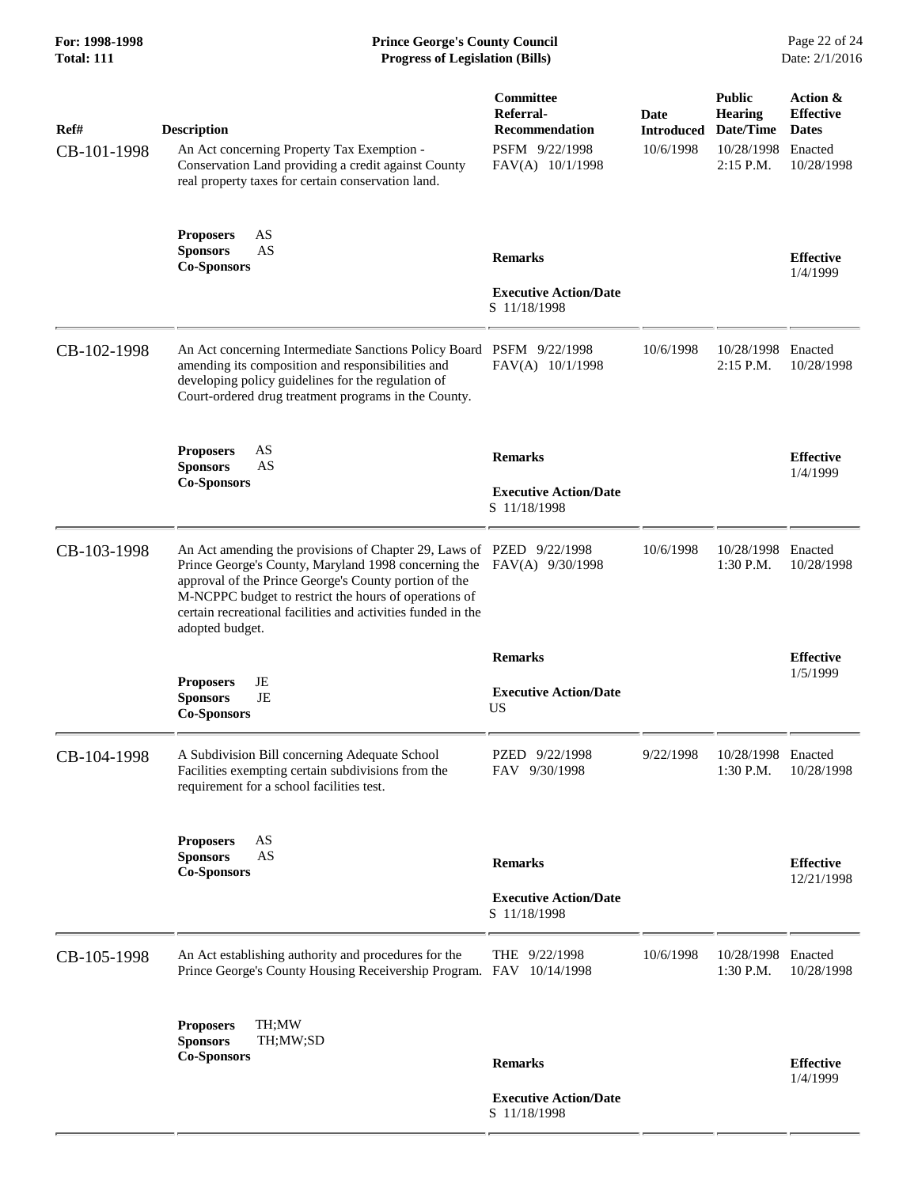| Ref# | Description | Committee Referral-Recommendation | Date Introduced | Public Hearing Date/Time | Action & Effective Dates |
|---|---|---|---|---|---|
| CB-101-1998 | An Act concerning Property Tax Exemption - Conservation Land providing a credit against County real property taxes for certain conservation land. | PSFM 9/22/1998<br>FAV(A) 10/1/1998 | 10/6/1998 | 10/28/1998<br>2:15 P.M. | Enacted<br>10/28/1998 |
| | **Proposers** AS<br>**Sponsors** AS<br>**Co-Sponsors** | **Remarks**<br><br>**Executive Action/Date**<br>S 11/18/1998 | | | **Effective**<br>1/4/1999 |
| CB-102-1998 | An Act concerning Intermediate Sanctions Policy Board amending its composition and responsibilities and developing policy guidelines for the regulation of Court-ordered drug treatment programs in the County. | PSFM 9/22/1998<br>FAV(A) 10/1/1998 | 10/6/1998 | 10/28/1998<br>2:15 P.M. | Enacted<br>10/28/1998 |
| | **Proposers** AS<br>**Sponsors** AS<br>**Co-Sponsors** | **Remarks**<br><br>**Executive Action/Date**<br>S 11/18/1998 | | | **Effective**<br>1/4/1999 |
| CB-103-1998 | An Act amending the provisions of Chapter 29, Laws of Prince George's County, Maryland 1998 concerning the approval of the Prince George's County portion of the M-NCPPC budget to restrict the hours of operations of certain recreational facilities and activities funded in the adopted budget. | PZED 9/22/1998<br>FAV(A) 9/30/1998 | 10/6/1998 | 10/28/1998<br>1:30 P.M. | Enacted<br>10/28/1998 |
| | **Proposers** JE<br>**Sponsors** JE<br>**Co-Sponsors** | **Remarks**<br><br>**Executive Action/Date**<br>US | | | **Effective**<br>1/5/1999 |
| CB-104-1998 | A Subdivision Bill concerning Adequate School Facilities exempting certain subdivisions from the requirement for a school facilities test. | PZED 9/22/1998<br>FAV 9/30/1998 | 9/22/1998 | 10/28/1998<br>1:30 P.M. | Enacted<br>10/28/1998 |
| | **Proposers** AS<br>**Sponsors** AS<br>**Co-Sponsors** | **Remarks**<br><br>**Executive Action/Date**<br>S 11/18/1998 | | | **Effective**<br>12/21/1998 |
| CB-105-1998 | An Act establishing authority and procedures for the Prince George's County Housing Receivership Program. | THE 9/22/1998<br>FAV 10/14/1998 | 10/6/1998 | 10/28/1998<br>1:30 P.M. | Enacted<br>10/28/1998 |
| | **Proposers** TH;MW<br>**Sponsors** TH;MW;SD<br>**Co-Sponsors** | **Remarks**<br><br>**Executive Action/Date**<br>S 11/18/1998 | | | **Effective**<br>1/4/1999 |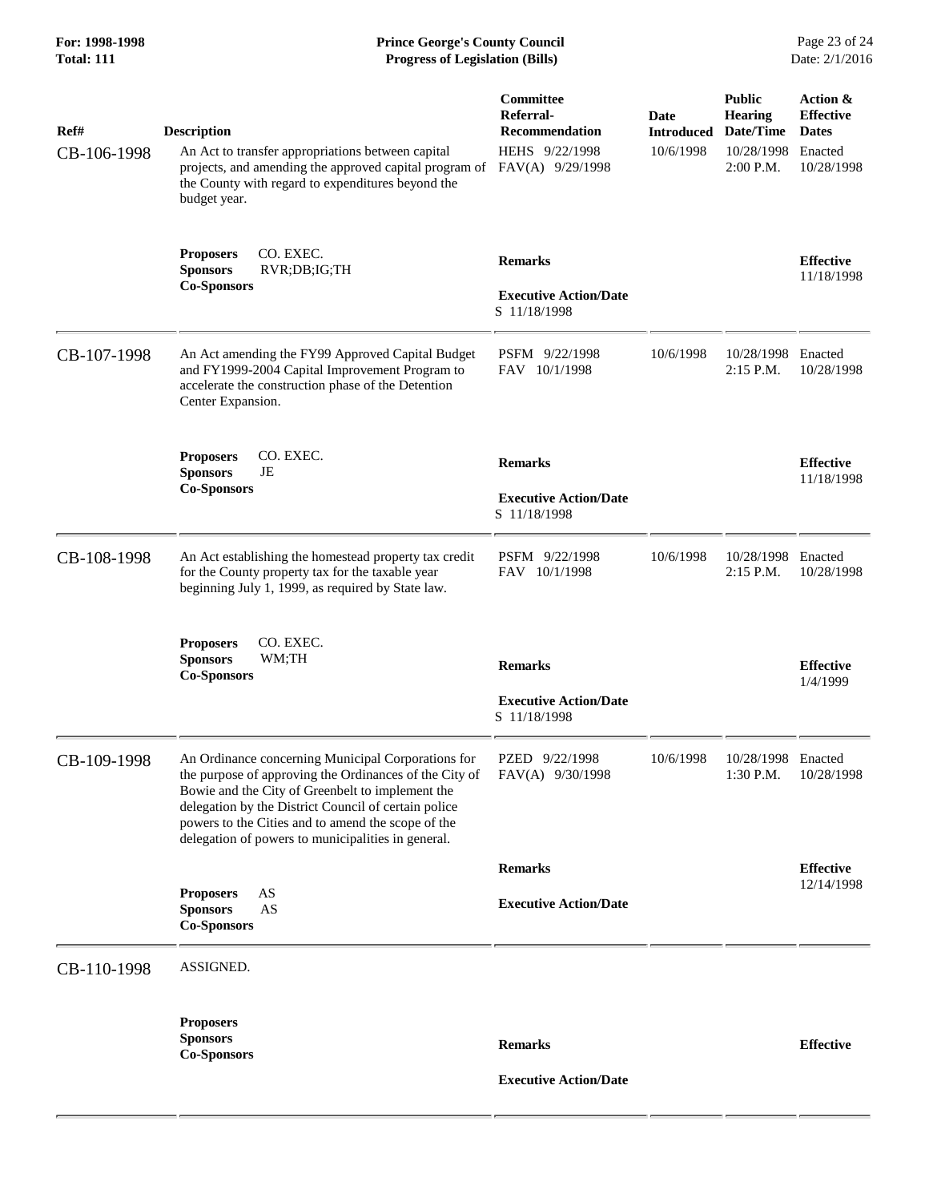| Ref# | Description | Committee Referral-Recommendation | Date Introduced | Public Hearing Date/Time | Action & Effective Dates |
|---|---|---|---|---|---|
| CB-106-1998 | An Act to transfer appropriations between capital projects, and amending the approved capital program of the County with regard to expenditures beyond the budget year. | HEHS 9/22/1998<br>FAV(A) 9/29/1998 | 10/6/1998 | 10/28/1998<br>2:00 P.M. | Enacted<br>10/28/1998 |
| | **Proposers** CO. EXEC.<br>**Sponsors** RVR;DB;IG;TH<br>**Co-Sponsors** | **Remarks**<br><br>**Executive Action/Date**<br>S 11/18/1998 | | | **Effective**<br>11/18/1998 |
| CB-107-1998 | An Act amending the FY99 Approved Capital Budget and FY1999-2004 Capital Improvement Program to accelerate the construction phase of the Detention Center Expansion. | PSFM 9/22/1998<br>FAV 10/1/1998 | 10/6/1998 | 10/28/1998<br>2:15 P.M. | Enacted<br>10/28/1998 |
| | **Proposers** CO. EXEC.<br>**Sponsors** JE<br>**Co-Sponsors** | **Remarks**<br><br>**Executive Action/Date**<br>S 11/18/1998 | | | **Effective**<br>11/18/1998 |
| CB-108-1998 | An Act establishing the homestead property tax credit for the County property tax for the taxable year beginning July 1, 1999, as required by State law. | PSFM 9/22/1998<br>FAV 10/1/1998 | 10/6/1998 | 10/28/1998<br>2:15 P.M. | Enacted<br>10/28/1998 |
| | **Proposers** CO. EXEC.<br>**Sponsors** WM;TH<br>**Co-Sponsors** | **Remarks**<br><br>**Executive Action/Date**<br>S 11/18/1998 | | | **Effective**<br>1/4/1999 |
| CB-109-1998 | An Ordinance concerning Municipal Corporations for the purpose of approving the Ordinances of the City of Bowie and the City of Greenbelt to implement the delegation by the District Council of certain police powers to the Cities and to amend the scope of the delegation of powers to municipalities in general. | PZED 9/22/1998<br>FAV(A) 9/30/1998 | 10/6/1998 | 10/28/1998<br>1:30 P.M. | Enacted<br>10/28/1998 |
| | **Proposers** AS<br>**Sponsors** AS<br>**Co-Sponsors** | **Remarks**<br><br>**Executive Action/Date** | | | **Effective**<br>12/14/1998 |
| CB-110-1998 | ASSIGNED. | | | | |
| | **Proposers**<br>**Sponsors**<br>**Co-Sponsors** | **Remarks**<br><br>**Executive Action/Date** | | | **Effective** |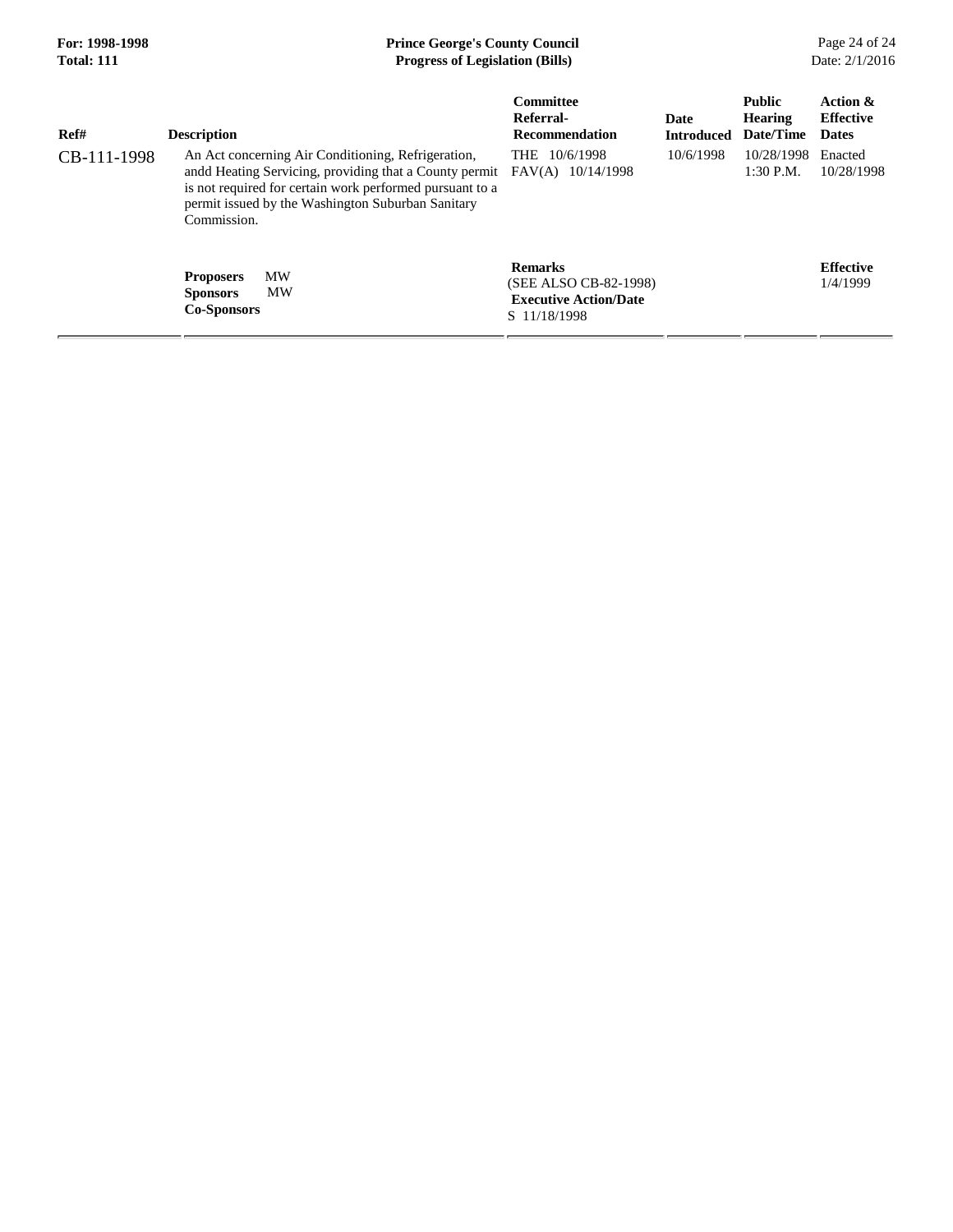| Ref# | Description | Committee Referral-Recommendation | Date Introduced | Public Hearing Date/Time | Action & Effective Dates |
|---|---|---|---|---|---|
| CB-111-1998 | An Act concerning Air Conditioning, Refrigeration, andd Heating Servicing, providing that a County permit is not required for certain work performed pursuant to a permit issued by the Washington Suburban Sanitary Commission. | THE 10/6/1998<br>FAV(A) 10/14/1998 | 10/6/1998 | 10/28/1998<br>1:30 P.M. | Enacted<br>10/28/1998 |
| | **Proposers** MW<br>**Sponsors** MW<br>**Co-Sponsors** | **Remarks**<br>(SEE ALSO CB-82-1998)<br>**Executive Action/Date**<br>S 11/18/1998 | | | **Effective**<br>1/4/1999 |